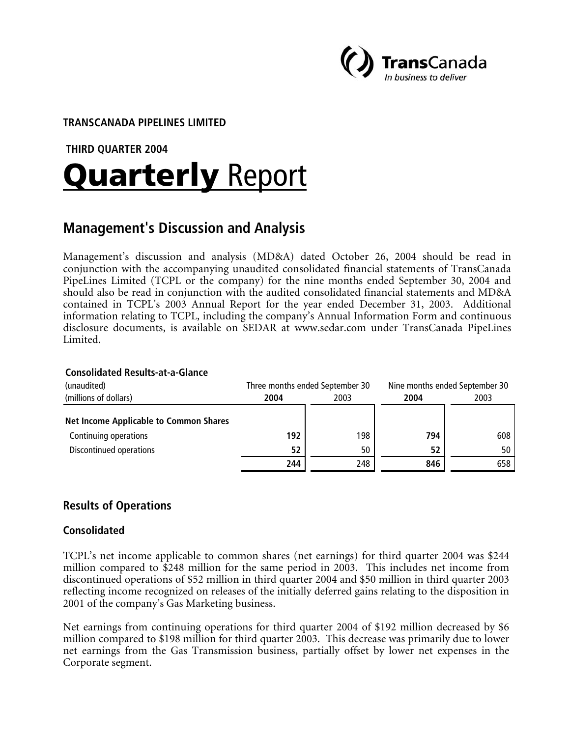**TRANSCANADA PIPELINES LIMITED**

**THIRD QUARTER 2004**

# Quarterly Report

## Management's Discussion and Analysis

Management's discussion and analysis (MD&A) dated October 26, 2004 should be read in conjunction with the accompanying unaudited consolidated financial statements of TransCanada PipeLines Limited (TCPL or the company) for the nine months ended September 30, 2004 and should also be read in conjunction with the audited consolidated financial statements and MD&A contained in TCPL's 2003 Annual Report for the year ended December 31, 2003. Additional information relating to TCPL, including the company's Annual Information Form and continuous disclosure documents, is available on SEDAR at www.sedar.com under TransCanada PipeLines Limited.

**Consolidated Results-at-a-Glance**

| (unaudited) | Three months ended September 30 | | Nine months ended September 30 | |
|---|---|---|---|---|
| (millions of dollars) | **2004** | 2003 | **2004** | 2003 |
| **Net Income Applicable to Common Shares** | | | | |
| Continuing operations | **192** | 198 | **794** | 608 |
| Discontinued operations | **52** | 50 | **52** | 50 |
| | **244** | 248 | **846** | 658 |

## Results of Operations

### Consolidated

TCPL's net income applicable to common shares (net earnings) for third quarter 2004 was $244 million compared to $248 million for the same period in 2003. This includes net income from discontinued operations of $52 million in third quarter 2004 and $50 million in third quarter 2003 reflecting income recognized on releases of the initially deferred gains relating to the disposition in 2001 of the company's Gas Marketing business.

Net earnings from continuing operations for third quarter 2004 of $192 million decreased by $6 million compared to $198 million for third quarter 2003. This decrease was primarily due to lower net earnings from the Gas Transmission business, partially offset by lower net expenses in the Corporate segment.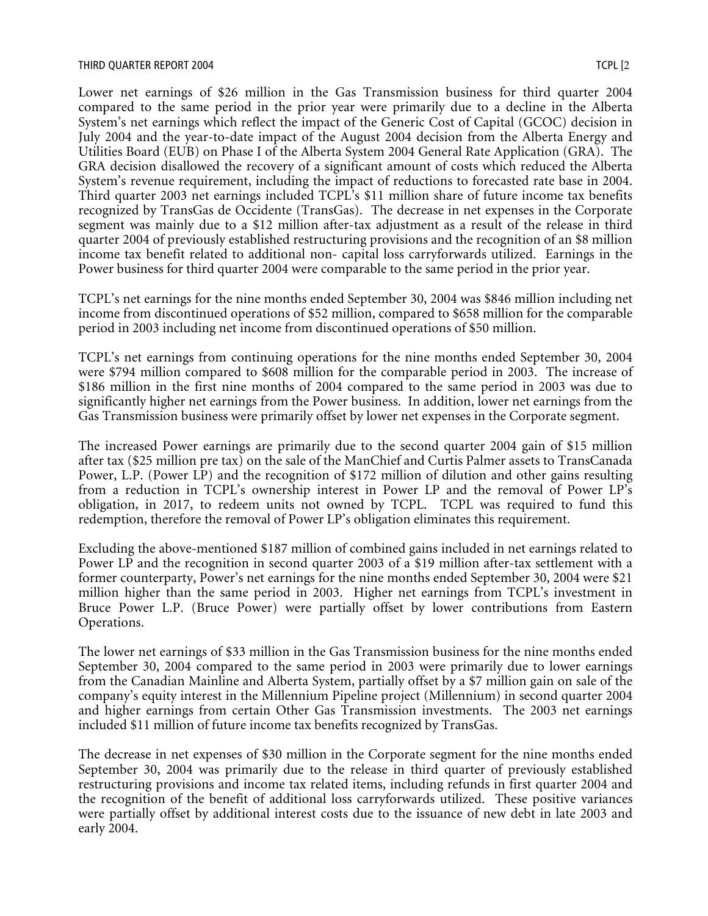Lower net earnings of $26 million in the Gas Transmission business for third quarter 2004 compared to the same period in the prior year were primarily due to a decline in the Alberta System's net earnings which reflect the impact of the Generic Cost of Capital (GCOC) decision in July 2004 and the year-to-date impact of the August 2004 decision from the Alberta Energy and Utilities Board (EUB) on Phase I of the Alberta System 2004 General Rate Application (GRA). The GRA decision disallowed the recovery of a significant amount of costs which reduced the Alberta System's revenue requirement, including the impact of reductions to forecasted rate base in 2004. Third quarter 2003 net earnings included TCPL's $11 million share of future income tax benefits recognized by TransGas de Occidente (TransGas). The decrease in net expenses in the Corporate segment was mainly due to a $12 million after-tax adjustment as a result of the release in third quarter 2004 of previously established restructuring provisions and the recognition of an $8 million income tax benefit related to additional non- capital loss carryforwards utilized. Earnings in the Power business for third quarter 2004 were comparable to the same period in the prior year.

TCPL's net earnings for the nine months ended September 30, 2004 was $846 million including net income from discontinued operations of $52 million, compared to $658 million for the comparable period in 2003 including net income from discontinued operations of $50 million.

TCPL's net earnings from continuing operations for the nine months ended September 30, 2004 were $794 million compared to $608 million for the comparable period in 2003. The increase of $186 million in the first nine months of 2004 compared to the same period in 2003 was due to significantly higher net earnings from the Power business. In addition, lower net earnings from the Gas Transmission business were primarily offset by lower net expenses in the Corporate segment.

The increased Power earnings are primarily due to the second quarter 2004 gain of $15 million after tax ($25 million pre tax) on the sale of the ManChief and Curtis Palmer assets to TransCanada Power, L.P. (Power LP) and the recognition of $172 million of dilution and other gains resulting from a reduction in TCPL's ownership interest in Power LP and the removal of Power LP's obligation, in 2017, to redeem units not owned by TCPL. TCPL was required to fund this redemption, therefore the removal of Power LP's obligation eliminates this requirement.

Excluding the above-mentioned $187 million of combined gains included in net earnings related to Power LP and the recognition in second quarter 2003 of a $19 million after-tax settlement with a former counterparty, Power's net earnings for the nine months ended September 30, 2004 were $21 million higher than the same period in 2003. Higher net earnings from TCPL's investment in Bruce Power L.P. (Bruce Power) were partially offset by lower contributions from Eastern Operations.

The lower net earnings of $33 million in the Gas Transmission business for the nine months ended September 30, 2004 compared to the same period in 2003 were primarily due to lower earnings from the Canadian Mainline and Alberta System, partially offset by a $7 million gain on sale of the company's equity interest in the Millennium Pipeline project (Millennium) in second quarter 2004 and higher earnings from certain Other Gas Transmission investments. The 2003 net earnings included $11 million of future income tax benefits recognized by TransGas.

The decrease in net expenses of $30 million in the Corporate segment for the nine months ended September 30, 2004 was primarily due to the release in third quarter of previously established restructuring provisions and income tax related items, including refunds in first quarter 2004 and the recognition of the benefit of additional loss carryforwards utilized. These positive variances were partially offset by additional interest costs due to the issuance of new debt in late 2003 and early 2004.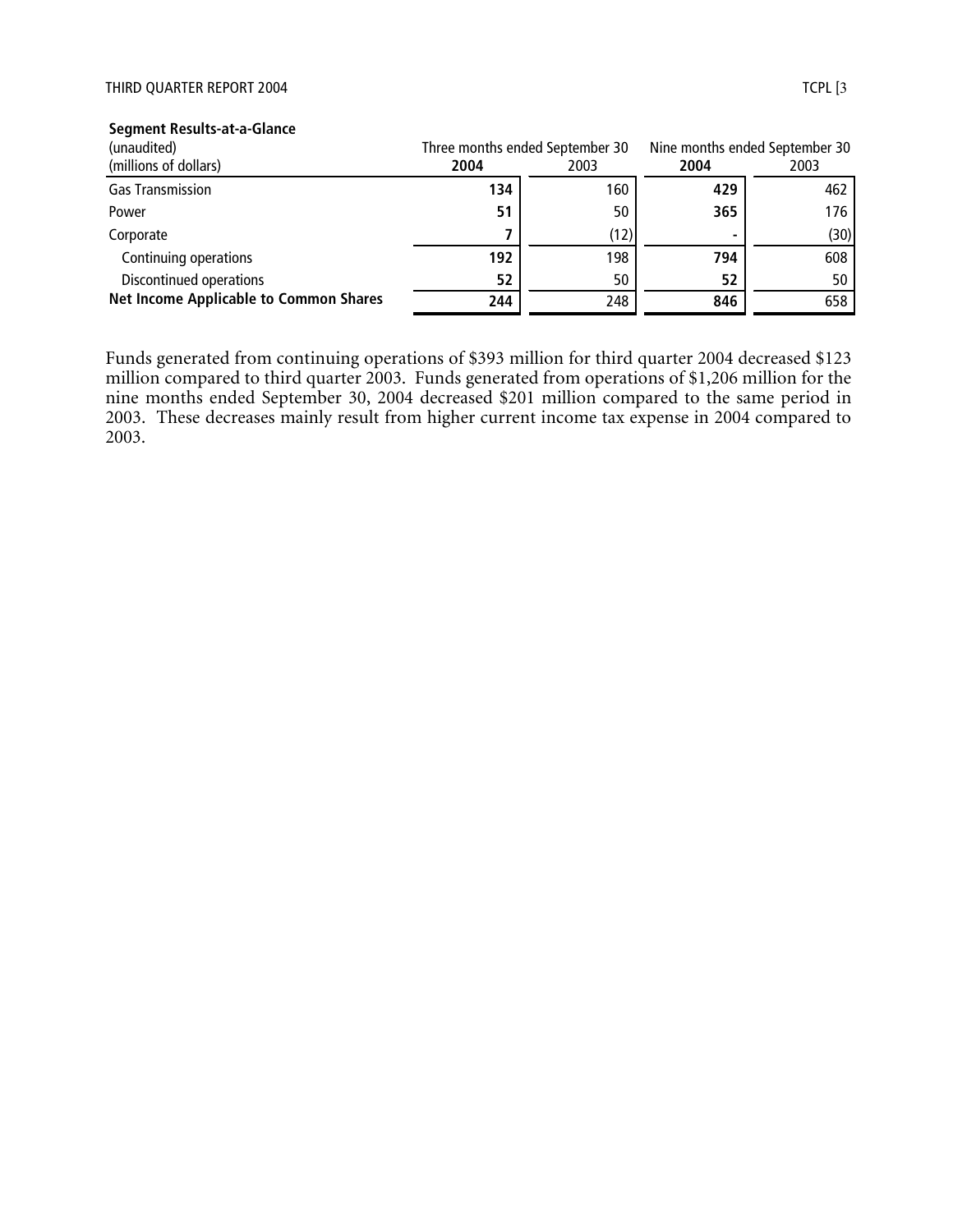**Segment Results-at-a-Glance**

| (unaudited)<br>(millions of dollars) | Three months ended September 30 | | Nine months ended September 30 | |
|---|---|---|---|---|
| | **2004** | 2003 | **2004** | 2003 |
| Gas Transmission | **134** | 160 | **429** | 462 |
| Power | **51** | 50 | **365** | 176 |
| Corporate | **7** | (12) | **-** | (30) |
| Continuing operations | **192** | 198 | **794** | 608 |
| Discontinued operations | **52** | 50 | **52** | 50 |
| **Net Income Applicable to Common Shares** | **244** | 248 | **846** | 658 |

Funds generated from continuing operations of $393 million for third quarter 2004 decreased $123 million compared to third quarter 2003. Funds generated from operations of $1,206 million for the nine months ended September 30, 2004 decreased $201 million compared to the same period in 2003. These decreases mainly result from higher current income tax expense in 2004 compared to 2003.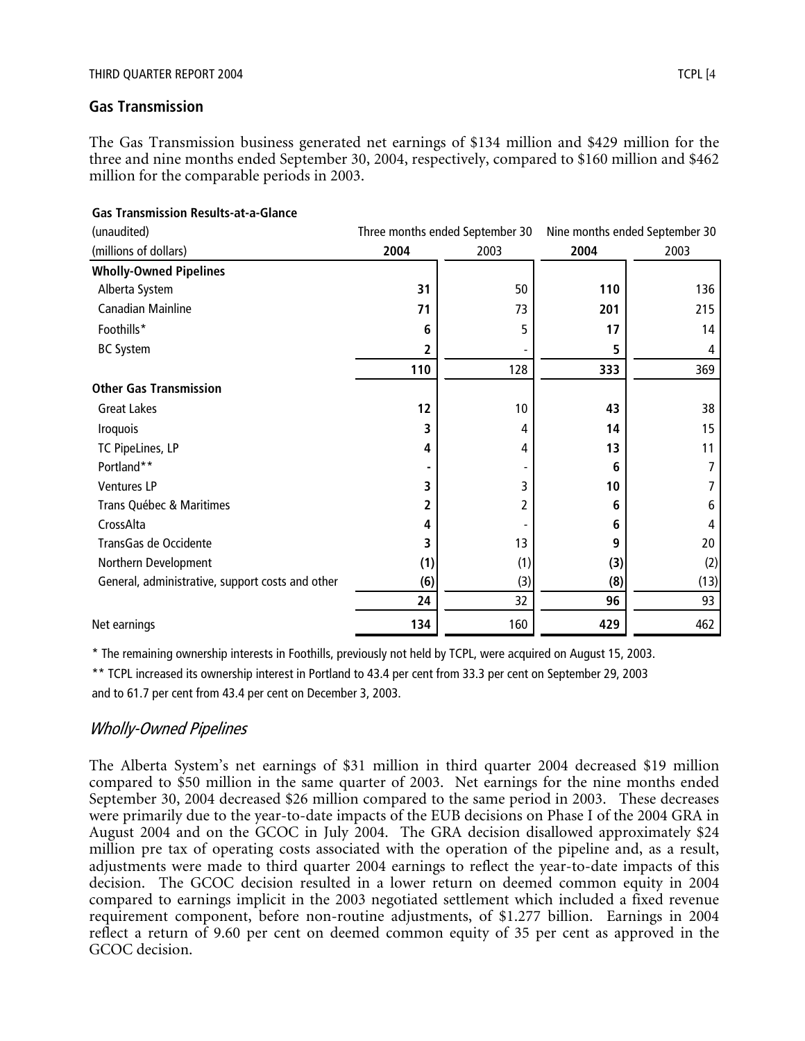## Gas Transmission

The Gas Transmission business generated net earnings of $134 million and $429 million for the three and nine months ended September 30, 2004, respectively, compared to $160 million and $462 million for the comparable periods in 2003.

**Gas Transmission Results-at-a-Glance**

| (unaudited) | Three months ended September 30 | | Nine months ended September 30 | |
|---|---|---|---|---|
| (millions of dollars) | **2004** | 2003 | **2004** | 2003 |
| **Wholly-Owned Pipelines** | | | | |
| Alberta System | **31** | 50 | **110** | 136 |
| Canadian Mainline | **71** | 73 | **201** | 215 |
| Foothills* | **6** | 5 | **17** | 14 |
| BC System | **2** | - | **5** | 4 |
| | **110** | 128 | **333** | 369 |
| **Other Gas Transmission** | | | | |
| Great Lakes | **12** | 10 | **43** | 38 |
| Iroquois | **3** | 4 | **14** | 15 |
| TC PipeLines, LP | **4** | 4 | **13** | 11 |
| Portland** | **-** | - | **6** | 7 |
| Ventures LP | **3** | 3 | **10** | 7 |
| Trans Québec & Maritimes | **2** | 2 | **6** | 6 |
| CrossAlta | **4** | - | **6** | 4 |
| TransGas de Occidente | **3** | 13 | **9** | 20 |
| Northern Development | **(1)** | (1) | **(3)** | (2) |
| General, administrative, support costs and other | **(6)** | (3) | **(8)** | (13) |
| | **24** | 32 | **96** | 93 |
| Net earnings | **134** | 160 | **429** | 462 |

\* The remaining ownership interests in Foothills, previously not held by TCPL, were acquired on August 15, 2003.

\** TCPL increased its ownership interest in Portland to 43.4 per cent from 33.3 per cent on September 29, 2003 and to 61.7 per cent from 43.4 per cent on December 3, 2003.

### *Wholly-Owned Pipelines*

The Alberta System's net earnings of $31 million in third quarter 2004 decreased $19 million compared to $50 million in the same quarter of 2003. Net earnings for the nine months ended September 30, 2004 decreased $26 million compared to the same period in 2003. These decreases were primarily due to the year-to-date impacts of the EUB decisions on Phase I of the 2004 GRA in August 2004 and on the GCOC in July 2004. The GRA decision disallowed approximately $24 million pre tax of operating costs associated with the operation of the pipeline and, as a result, adjustments were made to third quarter 2004 earnings to reflect the year-to-date impacts of this decision. The GCOC decision resulted in a lower return on deemed common equity in 2004 compared to earnings implicit in the 2003 negotiated settlement which included a fixed revenue requirement component, before non-routine adjustments, of $1.277 billion. Earnings in 2004 reflect a return of 9.60 per cent on deemed common equity of 35 per cent as approved in the GCOC decision.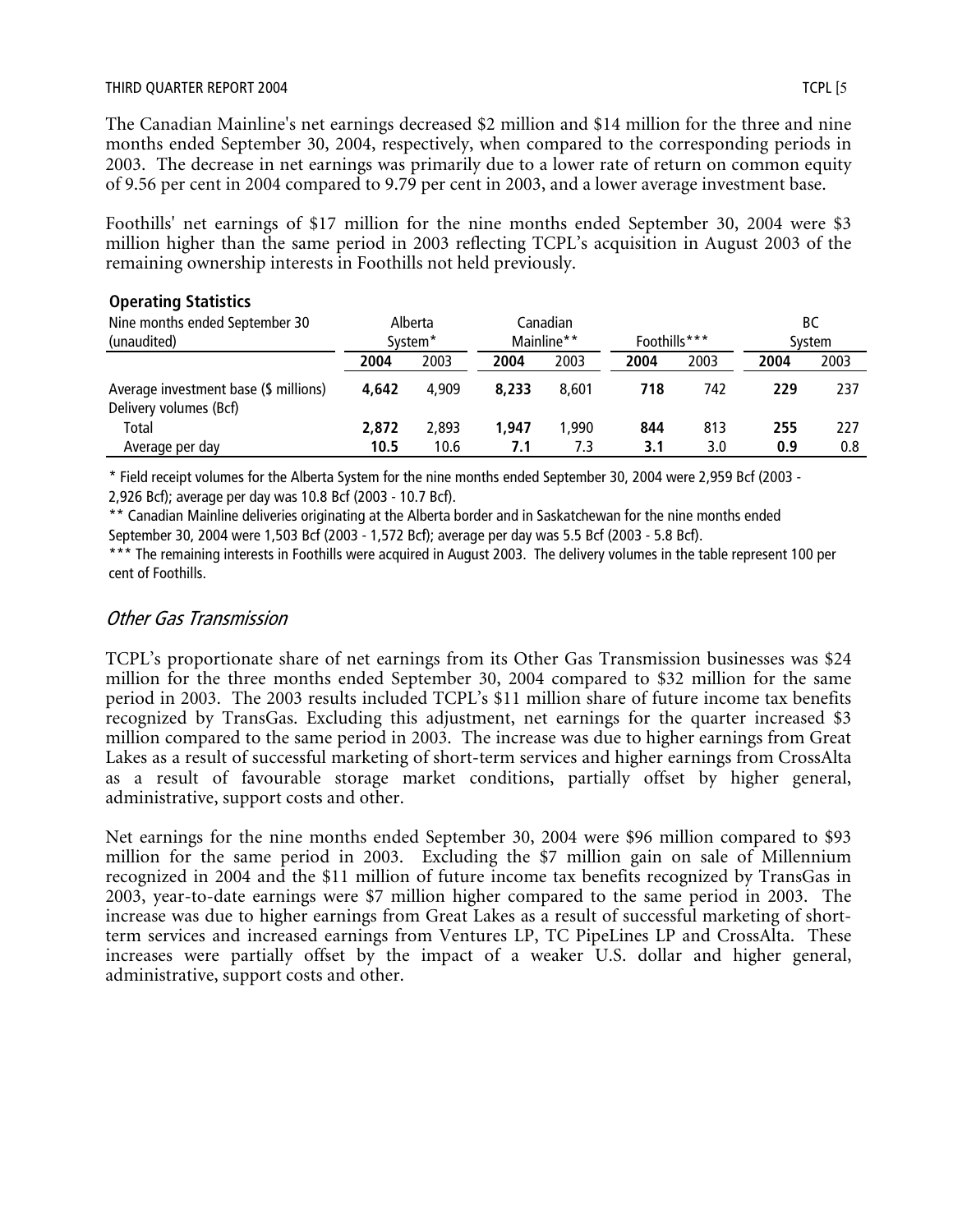The Canadian Mainline's net earnings decreased $2 million and $14 million for the three and nine months ended September 30, 2004, respectively, when compared to the corresponding periods in 2003. The decrease in net earnings was primarily due to a lower rate of return on common equity of 9.56 per cent in 2004 compared to 9.79 per cent in 2003, and a lower average investment base.

Foothills' net earnings of $17 million for the nine months ended September 30, 2004 were $3 million higher than the same period in 2003 reflecting TCPL's acquisition in August 2003 of the remaining ownership interests in Foothills not held previously.

**Operating Statistics**

| Nine months ended September 30 (unaudited) | Alberta System* | | Canadian Mainline** | | Foothills*** | | BC System | |
|---|---|---|---|---|---|---|---|---|
| | **2004** | 2003 | **2004** | 2003 | **2004** | 2003 | **2004** | 2003 |
| Average investment base ($ millions) | **4,642** | 4,909 | **8,233** | 8,601 | **718** | 742 | **229** | 237 |
| Delivery volumes (Bcf) | | | | | | | | |
| Total | **2,872** | 2,893 | **1,947** | 1,990 | **844** | 813 | **255** | 227 |
| Average per day | **10.5** | 10.6 | **7.1** | 7.3 | **3.1** | 3.0 | **0.9** | 0.8 |

\* Field receipt volumes for the Alberta System for the nine months ended September 30, 2004 were 2,959 Bcf (2003 - 2,926 Bcf); average per day was 10.8 Bcf (2003 - 10.7 Bcf).

\*\* Canadian Mainline deliveries originating at the Alberta border and in Saskatchewan for the nine months ended September 30, 2004 were 1,503 Bcf (2003 - 1,572 Bcf); average per day was 5.5 Bcf (2003 - 5.8 Bcf).

\*\*\* The remaining interests in Foothills were acquired in August 2003. The delivery volumes in the table represent 100 per cent of Foothills.

## *Other Gas Transmission*

TCPL's proportionate share of net earnings from its Other Gas Transmission businesses was $24 million for the three months ended September 30, 2004 compared to $32 million for the same period in 2003. The 2003 results included TCPL's $11 million share of future income tax benefits recognized by TransGas. Excluding this adjustment, net earnings for the quarter increased $3 million compared to the same period in 2003. The increase was due to higher earnings from Great Lakes as a result of successful marketing of short-term services and higher earnings from CrossAlta as a result of favourable storage market conditions, partially offset by higher general, administrative, support costs and other.

Net earnings for the nine months ended September 30, 2004 were $96 million compared to $93 million for the same period in 2003. Excluding the $7 million gain on sale of Millennium recognized in 2004 and the $11 million of future income tax benefits recognized by TransGas in 2003, year-to-date earnings were $7 million higher compared to the same period in 2003. The increase was due to higher earnings from Great Lakes as a result of successful marketing of short-term services and increased earnings from Ventures LP, TC PipeLines LP and CrossAlta. These increases were partially offset by the impact of a weaker U.S. dollar and higher general, administrative, support costs and other.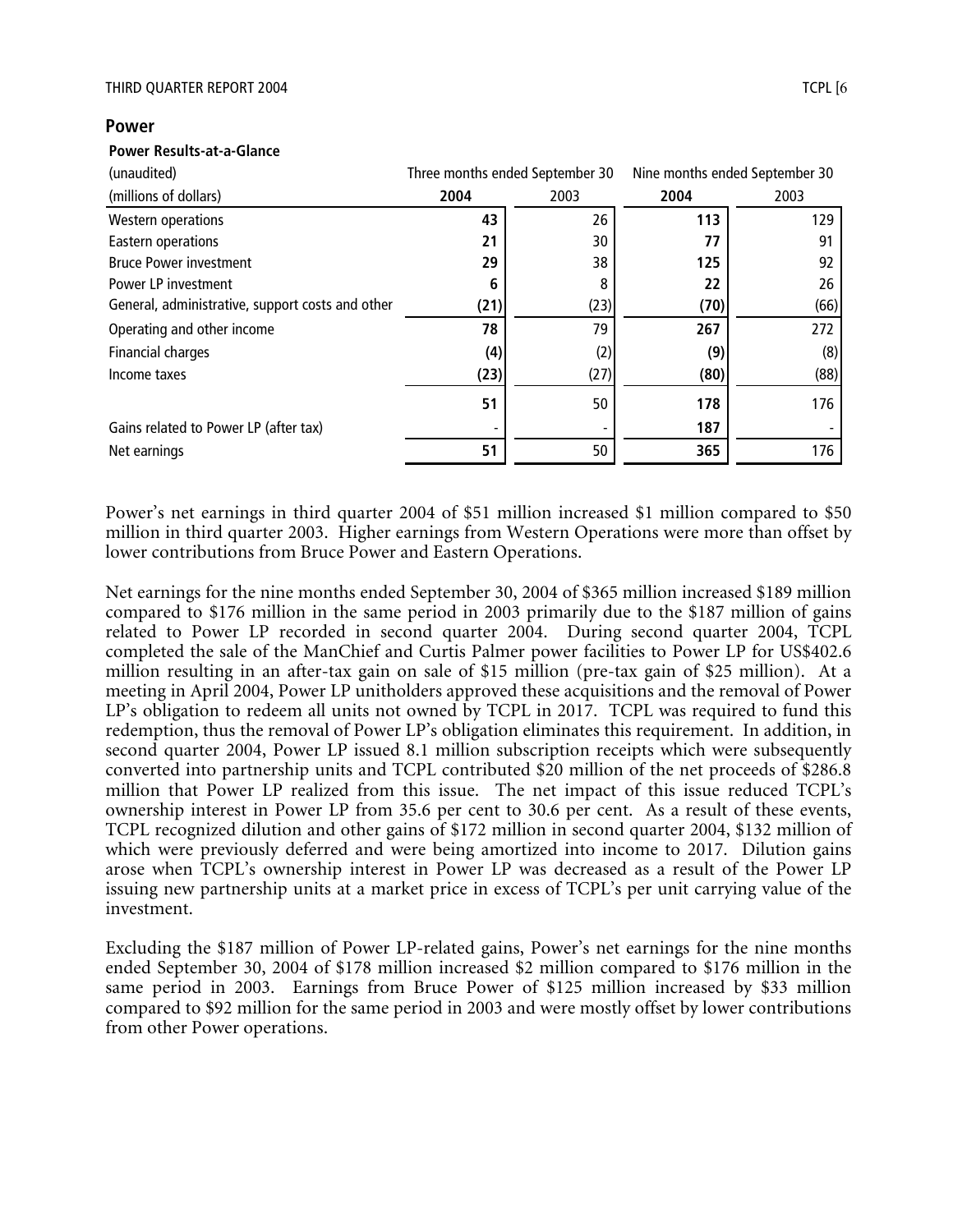## Power

**Power Results-at-a-Glance**

| (unaudited) | Three months ended September 30 | | Nine months ended September 30 | |
|---|---|---|---|---|
| (millions of dollars) | **2004** | 2003 | **2004** | 2003 |
| Western operations | **43** | 26 | **113** | 129 |
| Eastern operations | **21** | 30 | **77** | 91 |
| Bruce Power investment | **29** | 38 | **125** | 92 |
| Power LP investment | **6** | 8 | **22** | 26 |
| General, administrative, support costs and other | **(21)** | (23) | **(70)** | (66) |
| Operating and other income | **78** | 79 | **267** | 272 |
| Financial charges | **(4)** | (2) | **(9)** | (8) |
| Income taxes | **(23)** | (27) | **(80)** | (88) |
| | **51** | 50 | **178** | 176 |
| Gains related to Power LP (after tax) | **-** | - | **187** | - |
| Net earnings | **51** | 50 | **365** | 176 |

Power's net earnings in third quarter 2004 of $51 million increased $1 million compared to $50 million in third quarter 2003. Higher earnings from Western Operations were more than offset by lower contributions from Bruce Power and Eastern Operations.

Net earnings for the nine months ended September 30, 2004 of $365 million increased $189 million compared to $176 million in the same period in 2003 primarily due to the $187 million of gains related to Power LP recorded in second quarter 2004. During second quarter 2004, TCPL completed the sale of the ManChief and Curtis Palmer power facilities to Power LP for US$402.6 million resulting in an after-tax gain on sale of $15 million (pre-tax gain of $25 million). At a meeting in April 2004, Power LP unitholders approved these acquisitions and the removal of Power LP's obligation to redeem all units not owned by TCPL in 2017. TCPL was required to fund this redemption, thus the removal of Power LP's obligation eliminates this requirement. In addition, in second quarter 2004, Power LP issued 8.1 million subscription receipts which were subsequently converted into partnership units and TCPL contributed $20 million of the net proceeds of $286.8 million that Power LP realized from this issue. The net impact of this issue reduced TCPL's ownership interest in Power LP from 35.6 per cent to 30.6 per cent. As a result of these events, TCPL recognized dilution and other gains of $172 million in second quarter 2004, $132 million of which were previously deferred and were being amortized into income to 2017. Dilution gains arose when TCPL's ownership interest in Power LP was decreased as a result of the Power LP issuing new partnership units at a market price in excess of TCPL's per unit carrying value of the investment.

Excluding the $187 million of Power LP-related gains, Power's net earnings for the nine months ended September 30, 2004 of $178 million increased $2 million compared to $176 million in the same period in 2003. Earnings from Bruce Power of $125 million increased by $33 million compared to $92 million for the same period in 2003 and were mostly offset by lower contributions from other Power operations.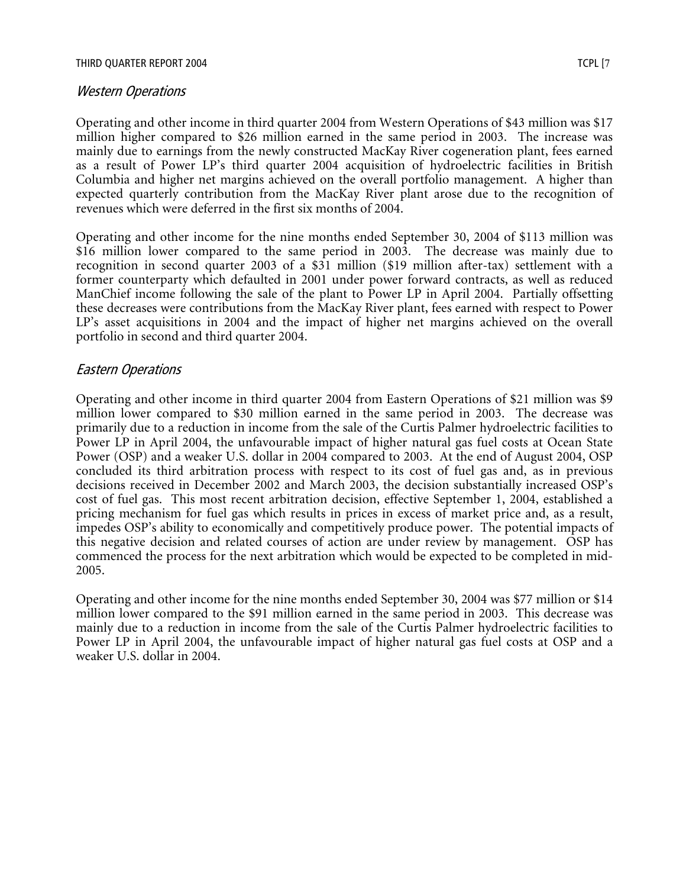### *Western Operations*

Operating and other income in third quarter 2004 from Western Operations of $43 million was $17 million higher compared to $26 million earned in the same period in 2003. The increase was mainly due to earnings from the newly constructed MacKay River cogeneration plant, fees earned as a result of Power LP's third quarter 2004 acquisition of hydroelectric facilities in British Columbia and higher net margins achieved on the overall portfolio management. A higher than expected quarterly contribution from the MacKay River plant arose due to the recognition of revenues which were deferred in the first six months of 2004.

Operating and other income for the nine months ended September 30, 2004 of $113 million was $16 million lower compared to the same period in 2003. The decrease was mainly due to recognition in second quarter 2003 of a $31 million ($19 million after-tax) settlement with a former counterparty which defaulted in 2001 under power forward contracts, as well as reduced ManChief income following the sale of the plant to Power LP in April 2004. Partially offsetting these decreases were contributions from the MacKay River plant, fees earned with respect to Power LP's asset acquisitions in 2004 and the impact of higher net margins achieved on the overall portfolio in second and third quarter 2004.

### *Eastern Operations*

Operating and other income in third quarter 2004 from Eastern Operations of $21 million was $9 million lower compared to $30 million earned in the same period in 2003. The decrease was primarily due to a reduction in income from the sale of the Curtis Palmer hydroelectric facilities to Power LP in April 2004, the unfavourable impact of higher natural gas fuel costs at Ocean State Power (OSP) and a weaker U.S. dollar in 2004 compared to 2003. At the end of August 2004, OSP concluded its third arbitration process with respect to its cost of fuel gas and, as in previous decisions received in December 2002 and March 2003, the decision substantially increased OSP's cost of fuel gas. This most recent arbitration decision, effective September 1, 2004, established a pricing mechanism for fuel gas which results in prices in excess of market price and, as a result, impedes OSP's ability to economically and competitively produce power. The potential impacts of this negative decision and related courses of action are under review by management. OSP has commenced the process for the next arbitration which would be expected to be completed in mid-2005.

Operating and other income for the nine months ended September 30, 2004 was $77 million or $14 million lower compared to the $91 million earned in the same period in 2003. This decrease was mainly due to a reduction in income from the sale of the Curtis Palmer hydroelectric facilities to Power LP in April 2004, the unfavourable impact of higher natural gas fuel costs at OSP and a weaker U.S. dollar in 2004.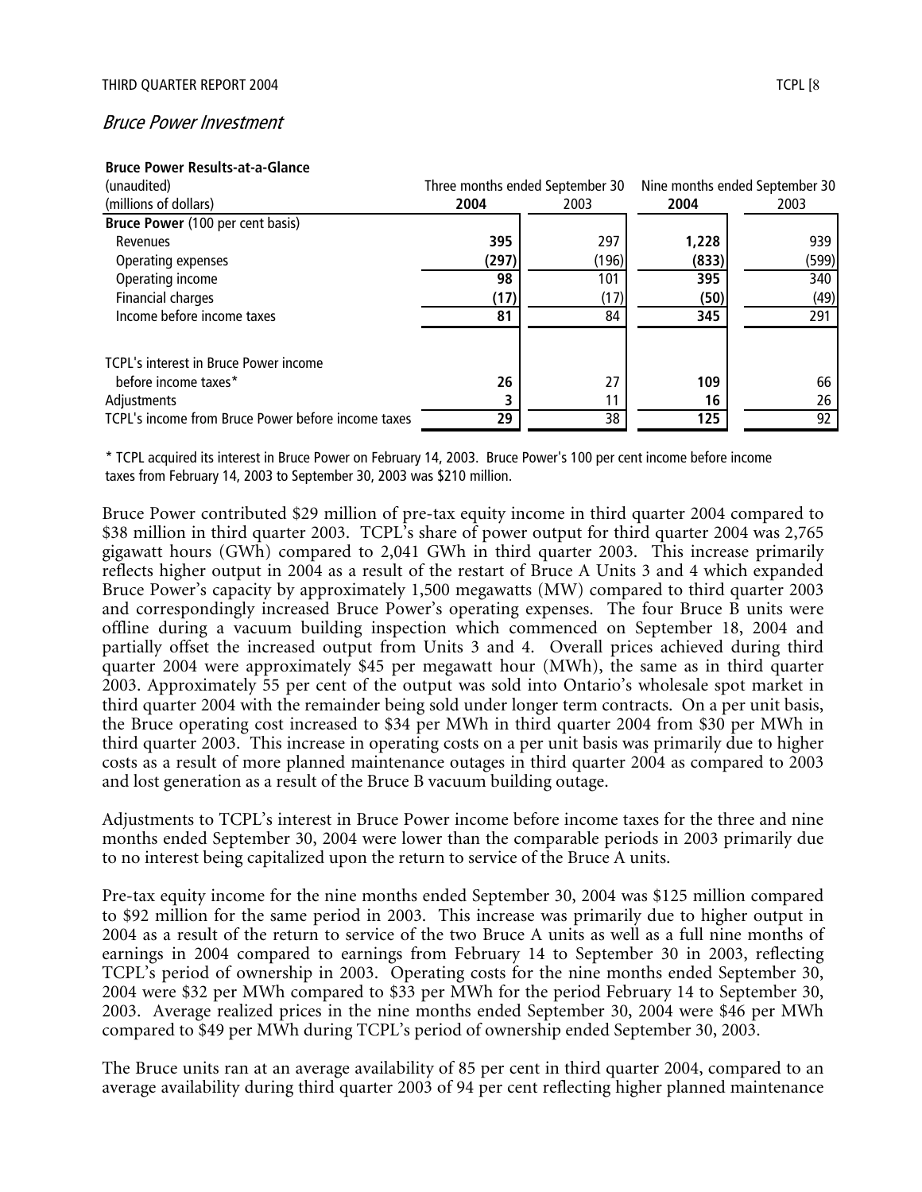## *Bruce Power Investment*

**Bruce Power Results-at-a-Glance**

| (unaudited) | Three months ended September 30 | | Nine months ended September 30 | |
|---|---|---|---|---|
| (millions of dollars) | **2004** | 2003 | **2004** | 2003 |
| **Bruce Power** (100 per cent basis) | | | | |
| Revenues | **395** | 297 | **1,228** | 939 |
| Operating expenses | **(297)** | (196) | **(833)** | (599) |
| Operating income | **98** | 101 | **395** | 340 |
| Financial charges | **(17)** | (17) | **(50)** | (49) |
| Income before income taxes | **81** | 84 | **345** | 291 |
| | | | | |
| TCPL's interest in Bruce Power income before income taxes* | **26** | 27 | **109** | 66 |
| Adjustments | **3** | 11 | **16** | 26 |
| TCPL's income from Bruce Power before income taxes | **29** | 38 | **125** | 92 |

\* TCPL acquired its interest in Bruce Power on February 14, 2003. Bruce Power's 100 per cent income before income taxes from February 14, 2003 to September 30, 2003 was $210 million.

Bruce Power contributed $29 million of pre-tax equity income in third quarter 2004 compared to $38 million in third quarter 2003. TCPL's share of power output for third quarter 2004 was 2,765 gigawatt hours (GWh) compared to 2,041 GWh in third quarter 2003. This increase primarily reflects higher output in 2004 as a result of the restart of Bruce A Units 3 and 4 which expanded Bruce Power's capacity by approximately 1,500 megawatts (MW) compared to third quarter 2003 and correspondingly increased Bruce Power's operating expenses. The four Bruce B units were offline during a vacuum building inspection which commenced on September 18, 2004 and partially offset the increased output from Units 3 and 4. Overall prices achieved during third quarter 2004 were approximately $45 per megawatt hour (MWh), the same as in third quarter 2003. Approximately 55 per cent of the output was sold into Ontario's wholesale spot market in third quarter 2004 with the remainder being sold under longer term contracts. On a per unit basis, the Bruce operating cost increased to $34 per MWh in third quarter 2004 from $30 per MWh in third quarter 2003. This increase in operating costs on a per unit basis was primarily due to higher costs as a result of more planned maintenance outages in third quarter 2004 as compared to 2003 and lost generation as a result of the Bruce B vacuum building outage.

Adjustments to TCPL's interest in Bruce Power income before income taxes for the three and nine months ended September 30, 2004 were lower than the comparable periods in 2003 primarily due to no interest being capitalized upon the return to service of the Bruce A units.

Pre-tax equity income for the nine months ended September 30, 2004 was $125 million compared to $92 million for the same period in 2003. This increase was primarily due to higher output in 2004 as a result of the return to service of the two Bruce A units as well as a full nine months of earnings in 2004 compared to earnings from February 14 to September 30 in 2003, reflecting TCPL's period of ownership in 2003. Operating costs for the nine months ended September 30, 2004 were $32 per MWh compared to $33 per MWh for the period February 14 to September 30, 2003. Average realized prices in the nine months ended September 30, 2004 were $46 per MWh compared to $49 per MWh during TCPL's period of ownership ended September 30, 2003.

The Bruce units ran at an average availability of 85 per cent in third quarter 2004, compared to an average availability during third quarter 2003 of 94 per cent reflecting higher planned maintenance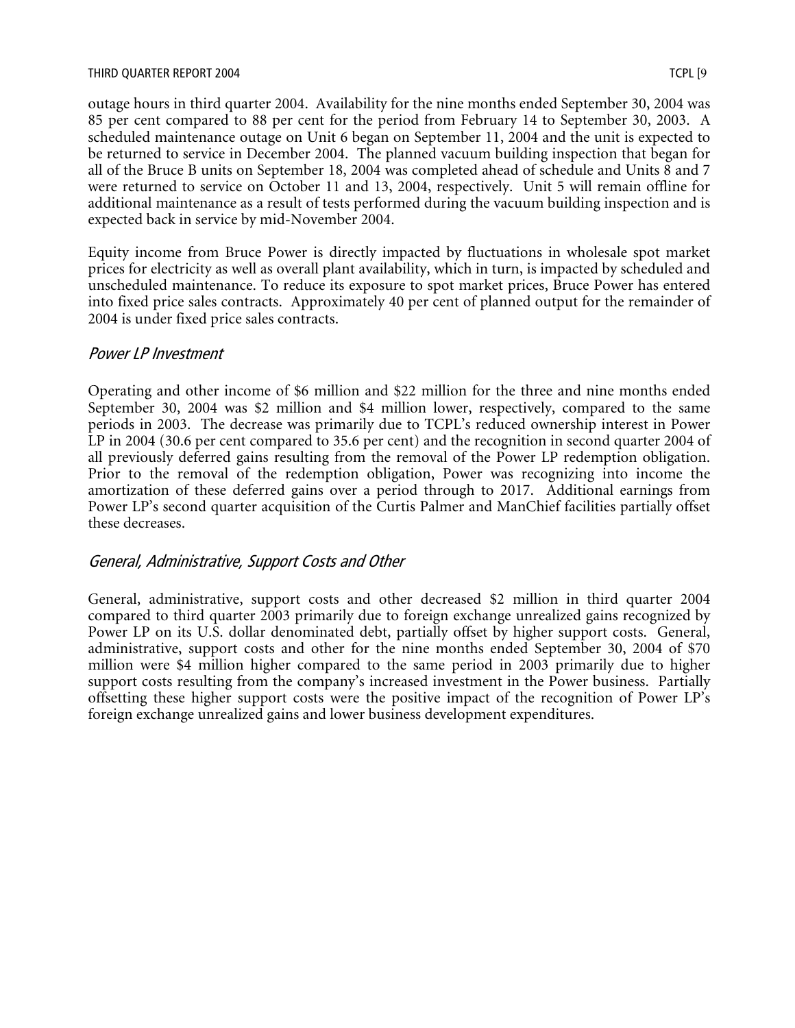outage hours in third quarter 2004. Availability for the nine months ended September 30, 2004 was 85 per cent compared to 88 per cent for the period from February 14 to September 30, 2003. A scheduled maintenance outage on Unit 6 began on September 11, 2004 and the unit is expected to be returned to service in December 2004. The planned vacuum building inspection that began for all of the Bruce B units on September 18, 2004 was completed ahead of schedule and Units 8 and 7 were returned to service on October 11 and 13, 2004, respectively. Unit 5 will remain offline for additional maintenance as a result of tests performed during the vacuum building inspection and is expected back in service by mid-November 2004.

Equity income from Bruce Power is directly impacted by fluctuations in wholesale spot market prices for electricity as well as overall plant availability, which in turn, is impacted by scheduled and unscheduled maintenance. To reduce its exposure to spot market prices, Bruce Power has entered into fixed price sales contracts. Approximately 40 per cent of planned output for the remainder of 2004 is under fixed price sales contracts.

### *Power LP Investment*

Operating and other income of $6 million and $22 million for the three and nine months ended September 30, 2004 was $2 million and $4 million lower, respectively, compared to the same periods in 2003. The decrease was primarily due to TCPL's reduced ownership interest in Power LP in 2004 (30.6 per cent compared to 35.6 per cent) and the recognition in second quarter 2004 of all previously deferred gains resulting from the removal of the Power LP redemption obligation. Prior to the removal of the redemption obligation, Power was recognizing into income the amortization of these deferred gains over a period through to 2017. Additional earnings from Power LP's second quarter acquisition of the Curtis Palmer and ManChief facilities partially offset these decreases.

### *General, Administrative, Support Costs and Other*

General, administrative, support costs and other decreased $2 million in third quarter 2004 compared to third quarter 2003 primarily due to foreign exchange unrealized gains recognized by Power LP on its U.S. dollar denominated debt, partially offset by higher support costs. General, administrative, support costs and other for the nine months ended September 30, 2004 of $70 million were $4 million higher compared to the same period in 2003 primarily due to higher support costs resulting from the company's increased investment in the Power business. Partially offsetting these higher support costs were the positive impact of the recognition of Power LP's foreign exchange unrealized gains and lower business development expenditures.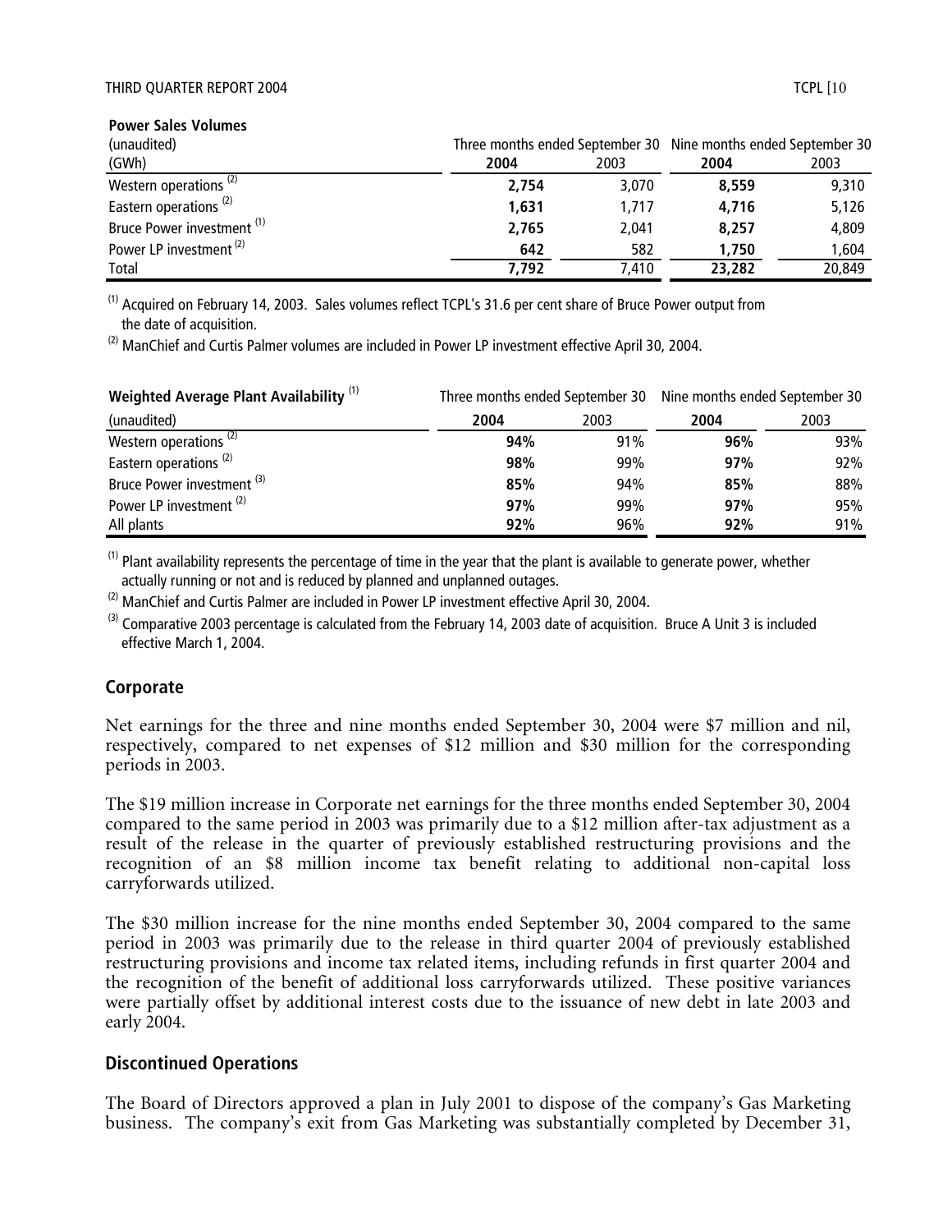**Power Sales Volumes**

| (unaudited) | Three months ended September 30 | | Nine months ended September 30 | |
|---|---|---|---|---|
| (GWh) | **2004** | 2003 | **2004** | 2003 |
| Western operations [(2)] | **2,754** | 3,070 | **8,559** | 9,310 |
| Eastern operations [(2)] | **1,631** | 1,717 | **4,716** | 5,126 |
| Bruce Power investment [(1)] | **2,765** | 2,041 | **8,257** | 4,809 |
| Power LP investment [(2)] | **642** | 582 | **1,750** | 1,604 |
| Total | **7,792** | 7,410 | **23,282** | 20,849 |

[(1)] Acquired on February 14, 2003. Sales volumes reflect TCPL's 31.6 per cent share of Bruce Power output from the date of acquisition.

[(2)] ManChief and Curtis Palmer volumes are included in Power LP investment effective April 30, 2004.

| **Weighted Average Plant Availability** [(1)] | Three months ended September 30 | | Nine months ended September 30 | |
|---|---|---|---|---|
| (unaudited) | **2004** | 2003 | **2004** | 2003 |
| Western operations [(2)] | **94%** | 91% | **96%** | 93% |
| Eastern operations [(2)] | **98%** | 99% | **97%** | 92% |
| Bruce Power investment [(3)] | **85%** | 94% | **85%** | 88% |
| Power LP investment [(2)] | **97%** | 99% | **97%** | 95% |
| All plants | **92%** | 96% | **92%** | 91% |

[(1)] Plant availability represents the percentage of time in the year that the plant is available to generate power, whether actually running or not and is reduced by planned and unplanned outages.

[(2)] ManChief and Curtis Palmer are included in Power LP investment effective April 30, 2004.

[(3)] Comparative 2003 percentage is calculated from the February 14, 2003 date of acquisition. Bruce A Unit 3 is included effective March 1, 2004.

## Corporate

Net earnings for the three and nine months ended September 30, 2004 were $7 million and nil, respectively, compared to net expenses of $12 million and $30 million for the corresponding periods in 2003.

The $19 million increase in Corporate net earnings for the three months ended September 30, 2004 compared to the same period in 2003 was primarily due to a $12 million after-tax adjustment as a result of the release in the quarter of previously established restructuring provisions and the recognition of an $8 million income tax benefit relating to additional non-capital loss carryforwards utilized.

The $30 million increase for the nine months ended September 30, 2004 compared to the same period in 2003 was primarily due to the release in third quarter 2004 of previously established restructuring provisions and income tax related items, including refunds in first quarter 2004 and the recognition of the benefit of additional loss carryforwards utilized. These positive variances were partially offset by additional interest costs due to the issuance of new debt in late 2003 and early 2004.

## Discontinued Operations

The Board of Directors approved a plan in July 2001 to dispose of the company's Gas Marketing business. The company's exit from Gas Marketing was substantially completed by December 31,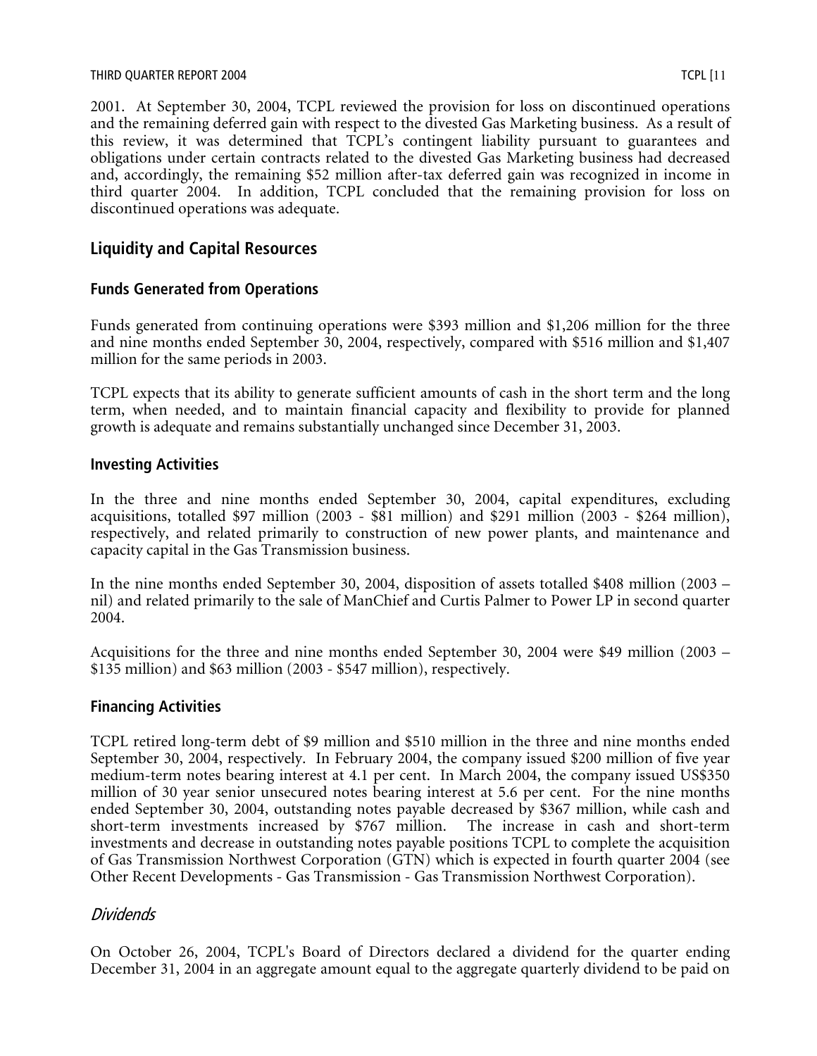2001. At September 30, 2004, TCPL reviewed the provision for loss on discontinued operations and the remaining deferred gain with respect to the divested Gas Marketing business. As a result of this review, it was determined that TCPL's contingent liability pursuant to guarantees and obligations under certain contracts related to the divested Gas Marketing business had decreased and, accordingly, the remaining $52 million after-tax deferred gain was recognized in income in third quarter 2004. In addition, TCPL concluded that the remaining provision for loss on discontinued operations was adequate.

## Liquidity and Capital Resources

### Funds Generated from Operations

Funds generated from continuing operations were $393 million and $1,206 million for the three and nine months ended September 30, 2004, respectively, compared with $516 million and $1,407 million for the same periods in 2003.

TCPL expects that its ability to generate sufficient amounts of cash in the short term and the long term, when needed, and to maintain financial capacity and flexibility to provide for planned growth is adequate and remains substantially unchanged since December 31, 2003.

### Investing Activities

In the three and nine months ended September 30, 2004, capital expenditures, excluding acquisitions, totalled $97 million (2003 - $81 million) and $291 million (2003 - $264 million), respectively, and related primarily to construction of new power plants, and maintenance and capacity capital in the Gas Transmission business.

In the nine months ended September 30, 2004, disposition of assets totalled $408 million (2003 – nil) and related primarily to the sale of ManChief and Curtis Palmer to Power LP in second quarter 2004.

Acquisitions for the three and nine months ended September 30, 2004 were $49 million (2003 – $135 million) and $63 million (2003 - $547 million), respectively.

### Financing Activities

TCPL retired long-term debt of $9 million and $510 million in the three and nine months ended September 30, 2004, respectively. In February 2004, the company issued $200 million of five year medium-term notes bearing interest at 4.1 per cent. In March 2004, the company issued US$350 million of 30 year senior unsecured notes bearing interest at 5.6 per cent. For the nine months ended September 30, 2004, outstanding notes payable decreased by $367 million, while cash and short-term investments increased by $767 million. The increase in cash and short-term investments and decrease in outstanding notes payable positions TCPL to complete the acquisition of Gas Transmission Northwest Corporation (GTN) which is expected in fourth quarter 2004 (see Other Recent Developments - Gas Transmission - Gas Transmission Northwest Corporation).

### *Dividends*

On October 26, 2004, TCPL's Board of Directors declared a dividend for the quarter ending December 31, 2004 in an aggregate amount equal to the aggregate quarterly dividend to be paid on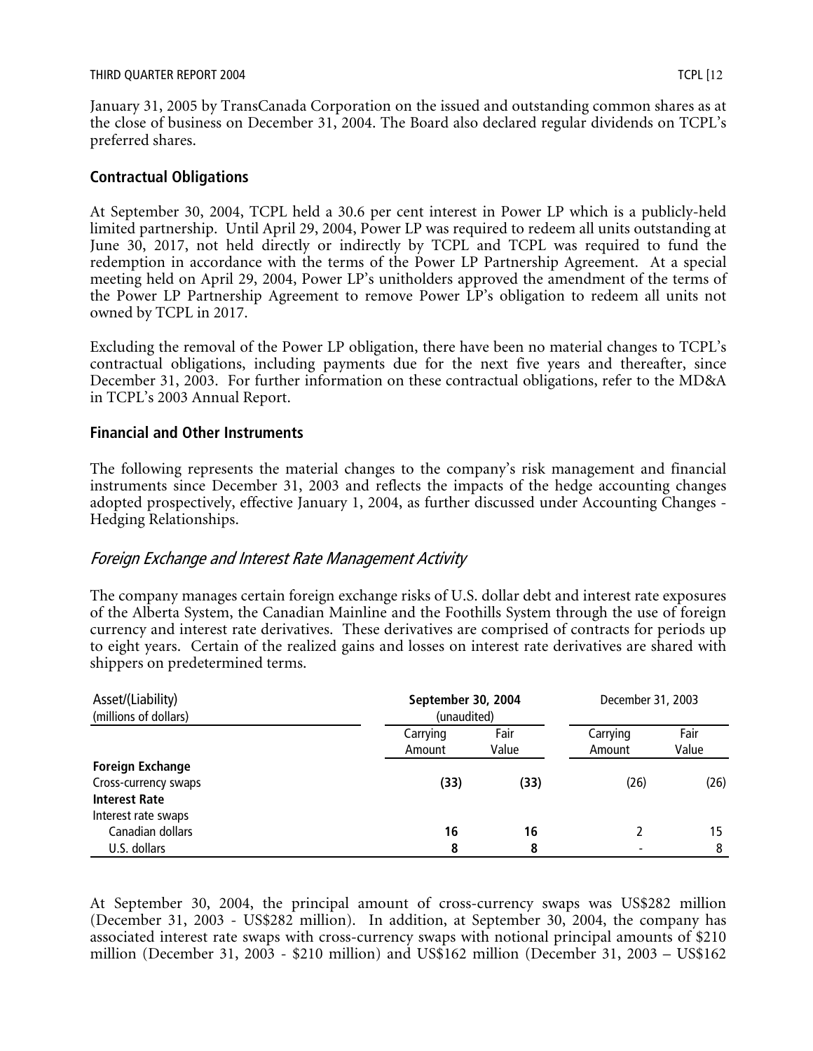January 31, 2005 by TransCanada Corporation on the issued and outstanding common shares as at the close of business on December 31, 2004. The Board also declared regular dividends on TCPL's preferred shares.

## Contractual Obligations

At September 30, 2004, TCPL held a 30.6 per cent interest in Power LP which is a publicly-held limited partnership. Until April 29, 2004, Power LP was required to redeem all units outstanding at June 30, 2017, not held directly or indirectly by TCPL and TCPL was required to fund the redemption in accordance with the terms of the Power LP Partnership Agreement. At a special meeting held on April 29, 2004, Power LP's unitholders approved the amendment of the terms of the Power LP Partnership Agreement to remove Power LP's obligation to redeem all units not owned by TCPL in 2017.

Excluding the removal of the Power LP obligation, there have been no material changes to TCPL's contractual obligations, including payments due for the next five years and thereafter, since December 31, 2003. For further information on these contractual obligations, refer to the MD&A in TCPL's 2003 Annual Report.

## Financial and Other Instruments

The following represents the material changes to the company's risk management and financial instruments since December 31, 2003 and reflects the impacts of the hedge accounting changes adopted prospectively, effective January 1, 2004, as further discussed under Accounting Changes - Hedging Relationships.

### *Foreign Exchange and Interest Rate Management Activity*

The company manages certain foreign exchange risks of U.S. dollar debt and interest rate exposures of the Alberta System, the Canadian Mainline and the Foothills System through the use of foreign currency and interest rate derivatives. These derivatives are comprised of contracts for periods up to eight years. Certain of the realized gains and losses on interest rate derivatives are shared with shippers on predetermined terms.

| Asset/(Liability)<br>(millions of dollars) | **September 30, 2004**<br>(unaudited) | | December 31, 2003 | |
|---|---|---|---|---|
| | Carrying Amount | Fair Value | Carrying Amount | Fair Value |
| **Foreign Exchange** | | | | |
| Cross-currency swaps | **(33)** | **(33)** | (26) | (26) |
| **Interest Rate** | | | | |
| Interest rate swaps | | | | |
| Canadian dollars | **16** | **16** | 2 | 15 |
| U.S. dollars | **8** | **8** | - | 8 |

At September 30, 2004, the principal amount of cross-currency swaps was US$282 million (December 31, 2003 - US$282 million). In addition, at September 30, 2004, the company has associated interest rate swaps with cross-currency swaps with notional principal amounts of $210 million (December 31, 2003 - $210 million) and US$162 million (December 31, 2003 – US$162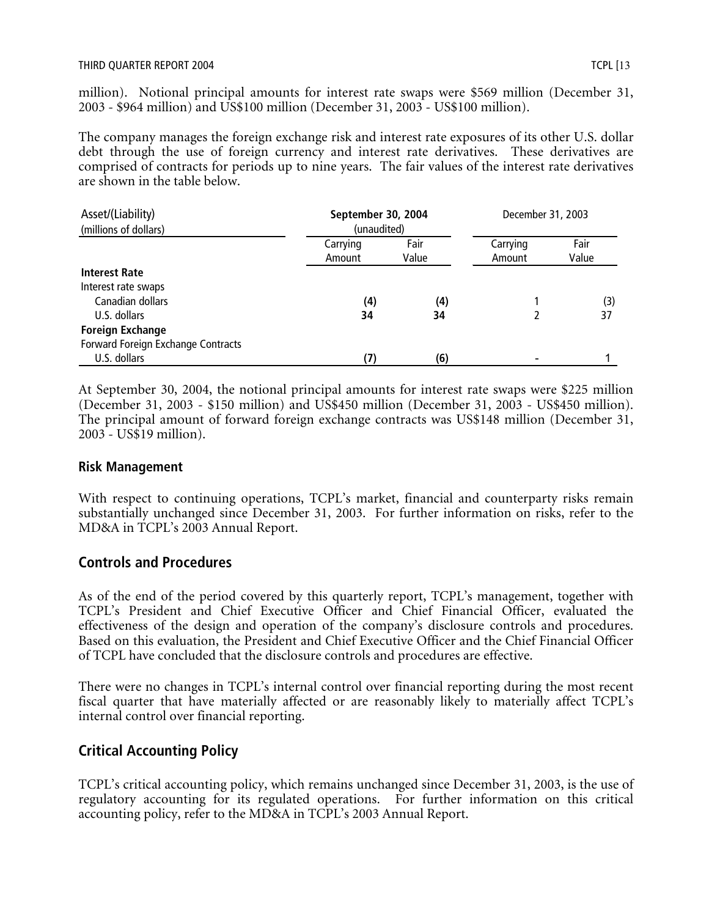million). Notional principal amounts for interest rate swaps were $569 million (December 31, 2003 - $964 million) and US$100 million (December 31, 2003 - US$100 million).

The company manages the foreign exchange risk and interest rate exposures of its other U.S. dollar debt through the use of foreign currency and interest rate derivatives. These derivatives are comprised of contracts for periods up to nine years. The fair values of the interest rate derivatives are shown in the table below.

| Asset/(Liability) (millions of dollars) | **September 30, 2004** (unaudited) | | December 31, 2003 | |
|---|---|---|---|---|
| | Carrying Amount | Fair Value | Carrying Amount | Fair Value |
| **Interest Rate** | | | | |
| Interest rate swaps | | | | |
| Canadian dollars | **(4)** | **(4)** | 1 | (3) |
| U.S. dollars | **34** | **34** | 2 | 37 |
| **Foreign Exchange** | | | | |
| Forward Foreign Exchange Contracts | | | | |
| U.S. dollars | **(7)** | **(6)** | - | 1 |

At September 30, 2004, the notional principal amounts for interest rate swaps were $225 million (December 31, 2003 - $150 million) and US$450 million (December 31, 2003 - US$450 million). The principal amount of forward foreign exchange contracts was US$148 million (December 31, 2003 - US$19 million).

### Risk Management

With respect to continuing operations, TCPL's market, financial and counterparty risks remain substantially unchanged since December 31, 2003. For further information on risks, refer to the MD&A in TCPL's 2003 Annual Report.

## Controls and Procedures

As of the end of the period covered by this quarterly report, TCPL's management, together with TCPL's President and Chief Executive Officer and Chief Financial Officer, evaluated the effectiveness of the design and operation of the company's disclosure controls and procedures. Based on this evaluation, the President and Chief Executive Officer and the Chief Financial Officer of TCPL have concluded that the disclosure controls and procedures are effective.

There were no changes in TCPL's internal control over financial reporting during the most recent fiscal quarter that have materially affected or are reasonably likely to materially affect TCPL's internal control over financial reporting.

## Critical Accounting Policy

TCPL's critical accounting policy, which remains unchanged since December 31, 2003, is the use of regulatory accounting for its regulated operations. For further information on this critical accounting policy, refer to the MD&A in TCPL's 2003 Annual Report.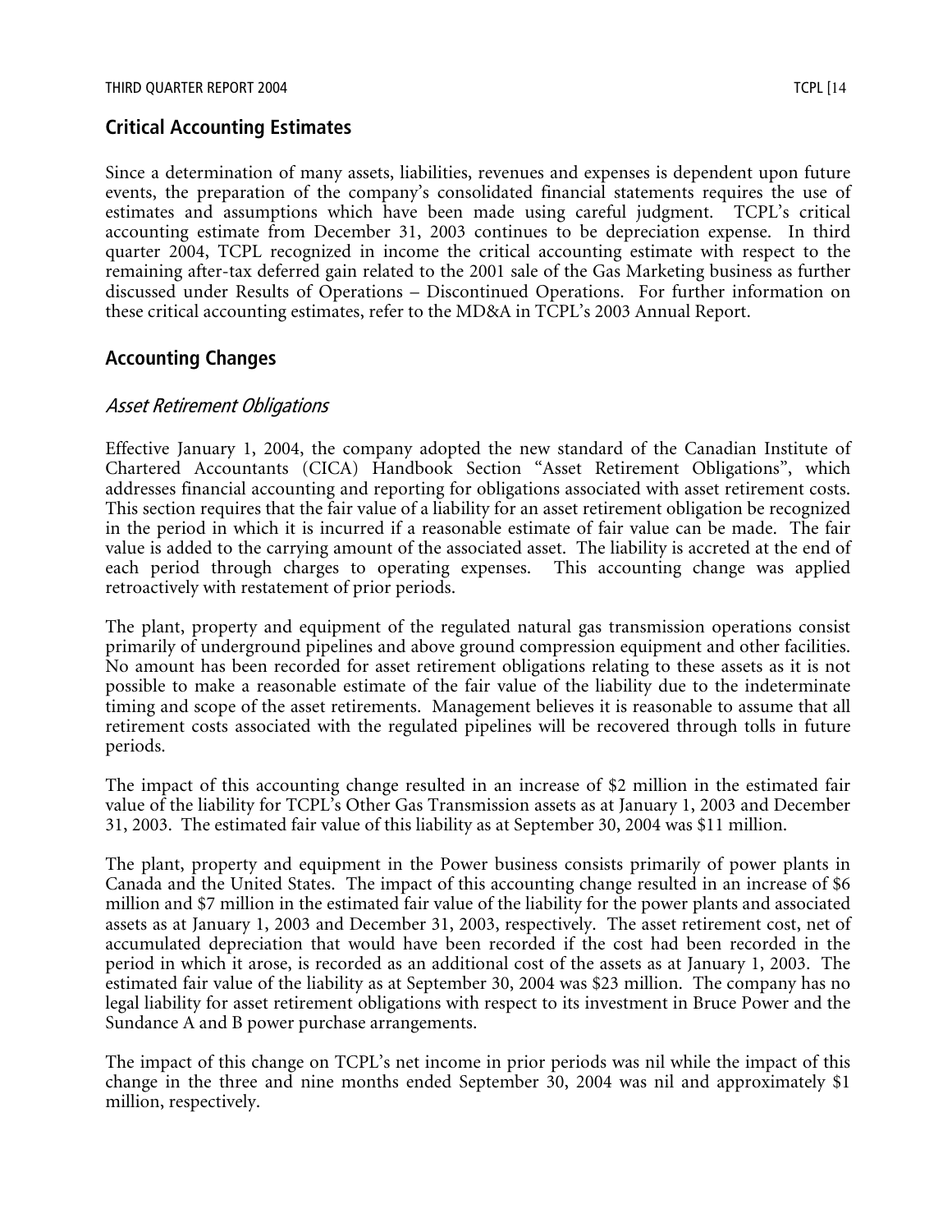## Critical Accounting Estimates

Since a determination of many assets, liabilities, revenues and expenses is dependent upon future events, the preparation of the company's consolidated financial statements requires the use of estimates and assumptions which have been made using careful judgment. TCPL's critical accounting estimate from December 31, 2003 continues to be depreciation expense. In third quarter 2004, TCPL recognized in income the critical accounting estimate with respect to the remaining after-tax deferred gain related to the 2001 sale of the Gas Marketing business as further discussed under Results of Operations – Discontinued Operations. For further information on these critical accounting estimates, refer to the MD&A in TCPL's 2003 Annual Report.

## Accounting Changes

### *Asset Retirement Obligations*

Effective January 1, 2004, the company adopted the new standard of the Canadian Institute of Chartered Accountants (CICA) Handbook Section "Asset Retirement Obligations", which addresses financial accounting and reporting for obligations associated with asset retirement costs. This section requires that the fair value of a liability for an asset retirement obligation be recognized in the period in which it is incurred if a reasonable estimate of fair value can be made. The fair value is added to the carrying amount of the associated asset. The liability is accreted at the end of each period through charges to operating expenses. This accounting change was applied retroactively with restatement of prior periods.

The plant, property and equipment of the regulated natural gas transmission operations consist primarily of underground pipelines and above ground compression equipment and other facilities. No amount has been recorded for asset retirement obligations relating to these assets as it is not possible to make a reasonable estimate of the fair value of the liability due to the indeterminate timing and scope of the asset retirements. Management believes it is reasonable to assume that all retirement costs associated with the regulated pipelines will be recovered through tolls in future periods.

The impact of this accounting change resulted in an increase of $2 million in the estimated fair value of the liability for TCPL's Other Gas Transmission assets as at January 1, 2003 and December 31, 2003. The estimated fair value of this liability as at September 30, 2004 was $11 million.

The plant, property and equipment in the Power business consists primarily of power plants in Canada and the United States. The impact of this accounting change resulted in an increase of $6 million and $7 million in the estimated fair value of the liability for the power plants and associated assets as at January 1, 2003 and December 31, 2003, respectively. The asset retirement cost, net of accumulated depreciation that would have been recorded if the cost had been recorded in the period in which it arose, is recorded as an additional cost of the assets as at January 1, 2003. The estimated fair value of the liability as at September 30, 2004 was $23 million. The company has no legal liability for asset retirement obligations with respect to its investment in Bruce Power and the Sundance A and B power purchase arrangements.

The impact of this change on TCPL's net income in prior periods was nil while the impact of this change in the three and nine months ended September 30, 2004 was nil and approximately $1 million, respectively.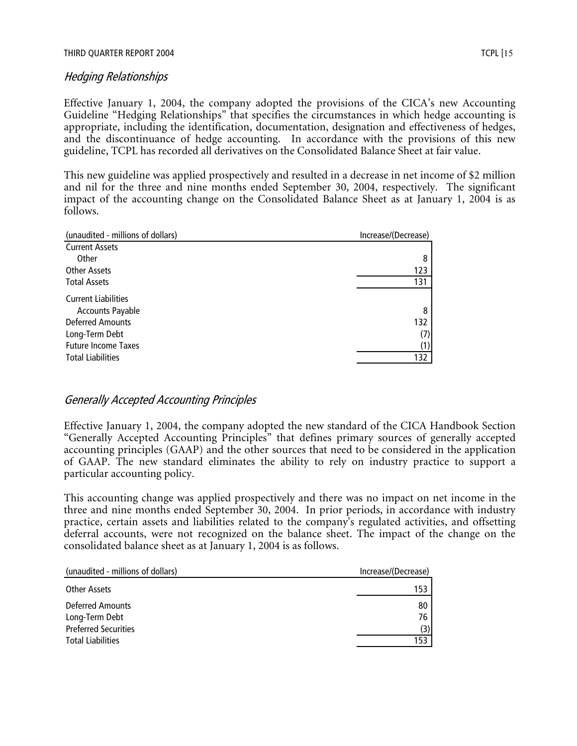### *Hedging Relationships*

Effective January 1, 2004, the company adopted the provisions of the CICA's new Accounting Guideline "Hedging Relationships" that specifies the circumstances in which hedge accounting is appropriate, including the identification, documentation, designation and effectiveness of hedges, and the discontinuance of hedge accounting. In accordance with the provisions of this new guideline, TCPL has recorded all derivatives on the Consolidated Balance Sheet at fair value.

This new guideline was applied prospectively and resulted in a decrease in net income of $2 million and nil for the three and nine months ended September 30, 2004, respectively. The significant impact of the accounting change on the Consolidated Balance Sheet as at January 1, 2004 is as follows.

| (unaudited - millions of dollars) | Increase/(Decrease) |
|---|---|
| Current Assets | |
| Other | 8 |
| Other Assets | 123 |
| Total Assets | 131 |
| Current Liabilities | |
| Accounts Payable | 8 |
| Deferred Amounts | 132 |
| Long-Term Debt | (7) |
| Future Income Taxes | (1) |
| Total Liabilities | 132 |

### *Generally Accepted Accounting Principles*

Effective January 1, 2004, the company adopted the new standard of the CICA Handbook Section "Generally Accepted Accounting Principles" that defines primary sources of generally accepted accounting principles (GAAP) and the other sources that need to be considered in the application of GAAP. The new standard eliminates the ability to rely on industry practice to support a particular accounting policy.

This accounting change was applied prospectively and there was no impact on net income in the three and nine months ended September 30, 2004. In prior periods, in accordance with industry practice, certain assets and liabilities related to the company's regulated activities, and offsetting deferral accounts, were not recognized on the balance sheet. The impact of the change on the consolidated balance sheet as at January 1, 2004 is as follows.

| (unaudited - millions of dollars) | Increase/(Decrease) |
|---|---|
| Other Assets | 153 |
| Deferred Amounts | 80 |
| Long-Term Debt | 76 |
| Preferred Securities | (3) |
| Total Liabilities | 153 |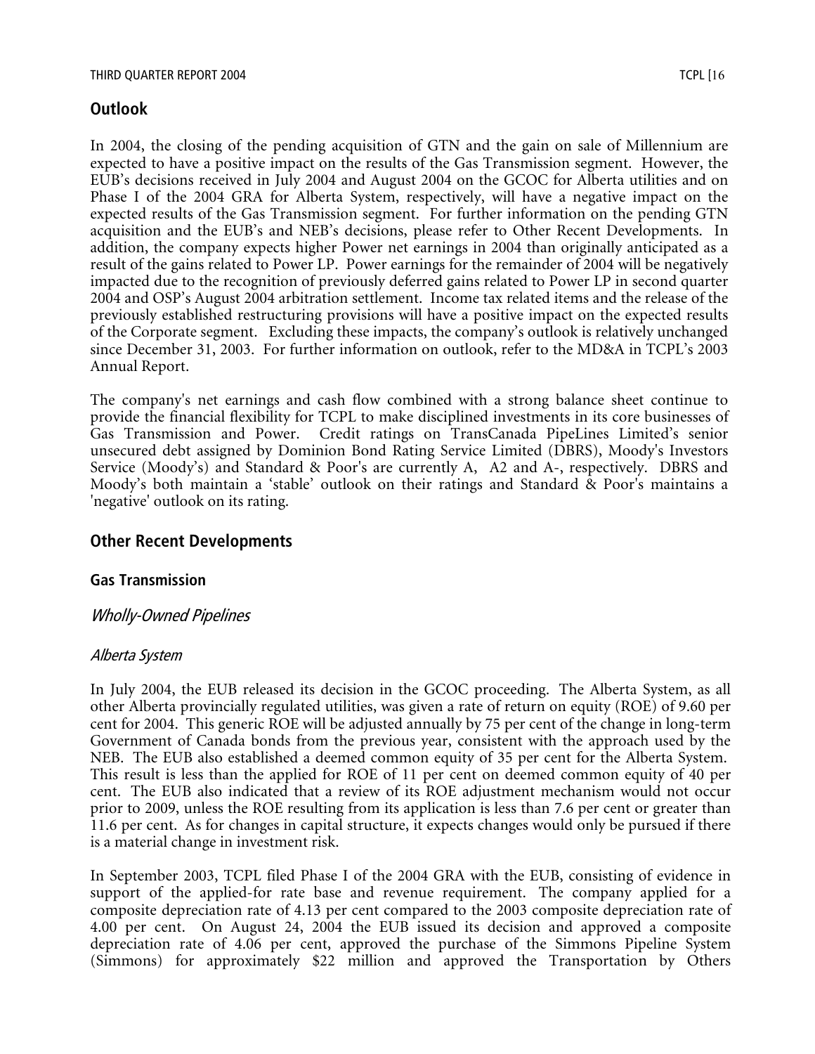## Outlook

In 2004, the closing of the pending acquisition of GTN and the gain on sale of Millennium are expected to have a positive impact on the results of the Gas Transmission segment. However, the EUB's decisions received in July 2004 and August 2004 on the GCOC for Alberta utilities and on Phase I of the 2004 GRA for Alberta System, respectively, will have a negative impact on the expected results of the Gas Transmission segment. For further information on the pending GTN acquisition and the EUB's and NEB's decisions, please refer to Other Recent Developments. In addition, the company expects higher Power net earnings in 2004 than originally anticipated as a result of the gains related to Power LP. Power earnings for the remainder of 2004 will be negatively impacted due to the recognition of previously deferred gains related to Power LP in second quarter 2004 and OSP's August 2004 arbitration settlement. Income tax related items and the release of the previously established restructuring provisions will have a positive impact on the expected results of the Corporate segment. Excluding these impacts, the company's outlook is relatively unchanged since December 31, 2003. For further information on outlook, refer to the MD&A in TCPL's 2003 Annual Report.

The company's net earnings and cash flow combined with a strong balance sheet continue to provide the financial flexibility for TCPL to make disciplined investments in its core businesses of Gas Transmission and Power. Credit ratings on TransCanada PipeLines Limited's senior unsecured debt assigned by Dominion Bond Rating Service Limited (DBRS), Moody's Investors Service (Moody's) and Standard & Poor's are currently A, A2 and A-, respectively. DBRS and Moody's both maintain a 'stable' outlook on their ratings and Standard & Poor's maintains a 'negative' outlook on its rating.

## Other Recent Developments

### Gas Transmission

#### *Wholly-Owned Pipelines*

##### *Alberta System*

In July 2004, the EUB released its decision in the GCOC proceeding. The Alberta System, as all other Alberta provincially regulated utilities, was given a rate of return on equity (ROE) of 9.60 per cent for 2004. This generic ROE will be adjusted annually by 75 per cent of the change in long-term Government of Canada bonds from the previous year, consistent with the approach used by the NEB. The EUB also established a deemed common equity of 35 per cent for the Alberta System. This result is less than the applied for ROE of 11 per cent on deemed common equity of 40 per cent. The EUB also indicated that a review of its ROE adjustment mechanism would not occur prior to 2009, unless the ROE resulting from its application is less than 7.6 per cent or greater than 11.6 per cent. As for changes in capital structure, it expects changes would only be pursued if there is a material change in investment risk.

In September 2003, TCPL filed Phase I of the 2004 GRA with the EUB, consisting of evidence in support of the applied-for rate base and revenue requirement. The company applied for a composite depreciation rate of 4.13 per cent compared to the 2003 composite depreciation rate of 4.00 per cent. On August 24, 2004 the EUB issued its decision and approved a composite depreciation rate of 4.06 per cent, approved the purchase of the Simmons Pipeline System (Simmons) for approximately $22 million and approved the Transportation by Others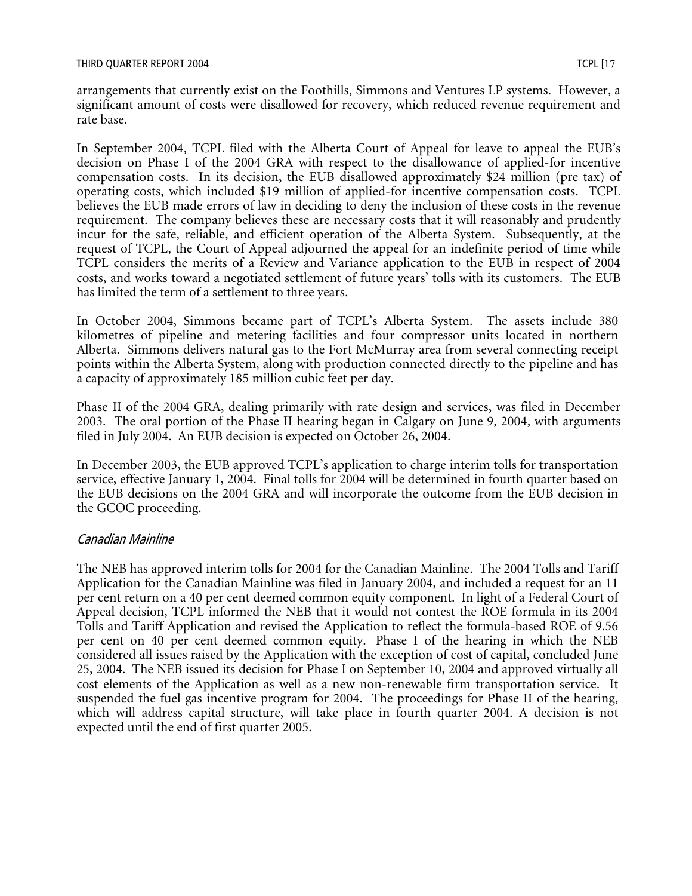arrangements that currently exist on the Foothills, Simmons and Ventures LP systems. However, a significant amount of costs were disallowed for recovery, which reduced revenue requirement and rate base.

In September 2004, TCPL filed with the Alberta Court of Appeal for leave to appeal the EUB's decision on Phase I of the 2004 GRA with respect to the disallowance of applied-for incentive compensation costs. In its decision, the EUB disallowed approximately $24 million (pre tax) of operating costs, which included $19 million of applied-for incentive compensation costs. TCPL believes the EUB made errors of law in deciding to deny the inclusion of these costs in the revenue requirement. The company believes these are necessary costs that it will reasonably and prudently incur for the safe, reliable, and efficient operation of the Alberta System. Subsequently, at the request of TCPL, the Court of Appeal adjourned the appeal for an indefinite period of time while TCPL considers the merits of a Review and Variance application to the EUB in respect of 2004 costs, and works toward a negotiated settlement of future years' tolls with its customers. The EUB has limited the term of a settlement to three years.

In October 2004, Simmons became part of TCPL's Alberta System. The assets include 380 kilometres of pipeline and metering facilities and four compressor units located in northern Alberta. Simmons delivers natural gas to the Fort McMurray area from several connecting receipt points within the Alberta System, along with production connected directly to the pipeline and has a capacity of approximately 185 million cubic feet per day.

Phase II of the 2004 GRA, dealing primarily with rate design and services, was filed in December 2003. The oral portion of the Phase II hearing began in Calgary on June 9, 2004, with arguments filed in July 2004. An EUB decision is expected on October 26, 2004.

In December 2003, the EUB approved TCPL's application to charge interim tolls for transportation service, effective January 1, 2004. Final tolls for 2004 will be determined in fourth quarter based on the EUB decisions on the 2004 GRA and will incorporate the outcome from the EUB decision in the GCOC proceeding.

### *Canadian Mainline*

The NEB has approved interim tolls for 2004 for the Canadian Mainline. The 2004 Tolls and Tariff Application for the Canadian Mainline was filed in January 2004, and included a request for an 11 per cent return on a 40 per cent deemed common equity component. In light of a Federal Court of Appeal decision, TCPL informed the NEB that it would not contest the ROE formula in its 2004 Tolls and Tariff Application and revised the Application to reflect the formula-based ROE of 9.56 per cent on 40 per cent deemed common equity. Phase I of the hearing in which the NEB considered all issues raised by the Application with the exception of cost of capital, concluded June 25, 2004. The NEB issued its decision for Phase I on September 10, 2004 and approved virtually all cost elements of the Application as well as a new non-renewable firm transportation service. It suspended the fuel gas incentive program for 2004. The proceedings for Phase II of the hearing, which will address capital structure, will take place in fourth quarter 2004. A decision is not expected until the end of first quarter 2005.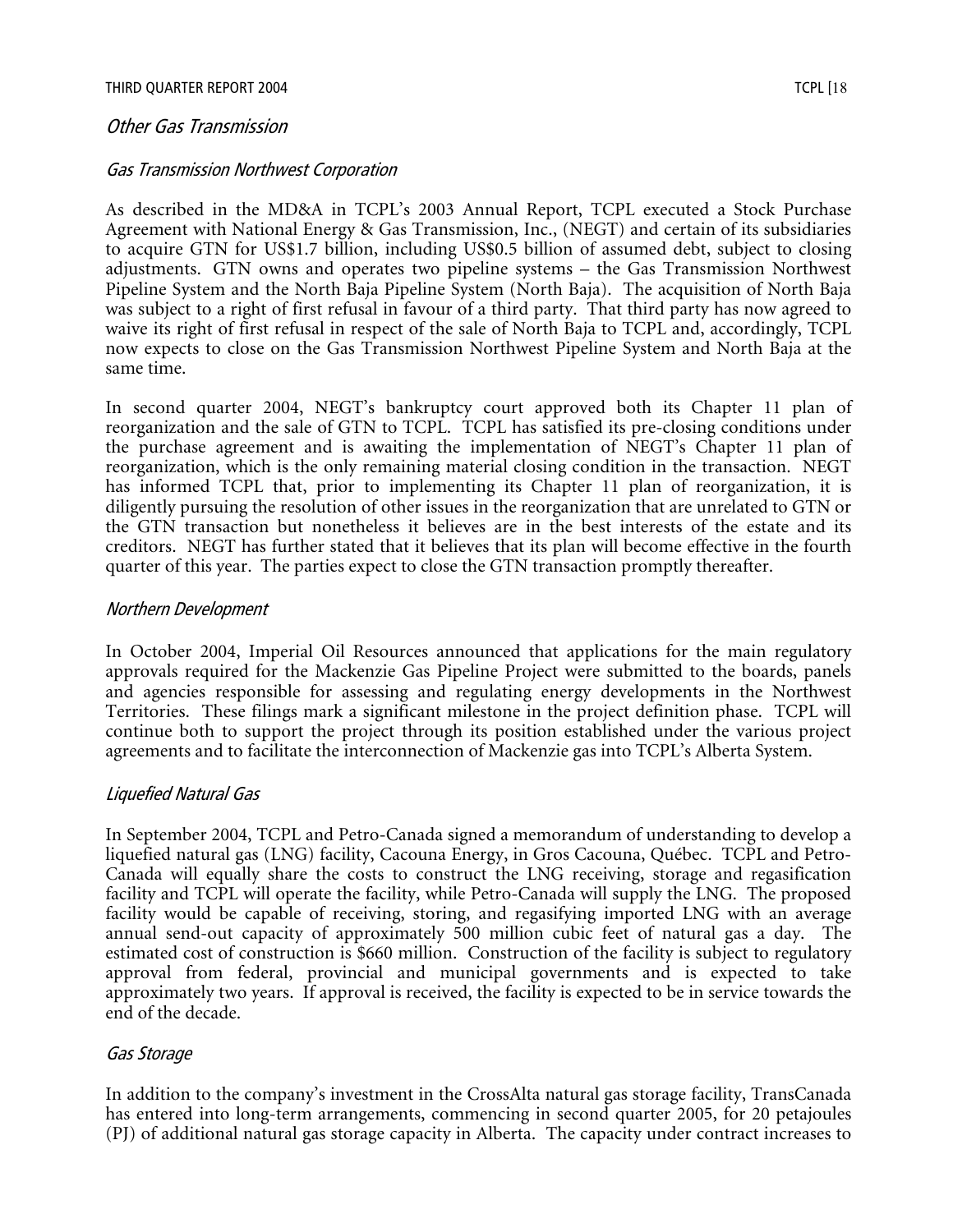## *Other Gas Transmission*

### *Gas Transmission Northwest Corporation*

As described in the MD&A in TCPL's 2003 Annual Report, TCPL executed a Stock Purchase Agreement with National Energy & Gas Transmission, Inc., (NEGT) and certain of its subsidiaries to acquire GTN for US$1.7 billion, including US$0.5 billion of assumed debt, subject to closing adjustments. GTN owns and operates two pipeline systems – the Gas Transmission Northwest Pipeline System and the North Baja Pipeline System (North Baja). The acquisition of North Baja was subject to a right of first refusal in favour of a third party. That third party has now agreed to waive its right of first refusal in respect of the sale of North Baja to TCPL and, accordingly, TCPL now expects to close on the Gas Transmission Northwest Pipeline System and North Baja at the same time.

In second quarter 2004, NEGT's bankruptcy court approved both its Chapter 11 plan of reorganization and the sale of GTN to TCPL. TCPL has satisfied its pre-closing conditions under the purchase agreement and is awaiting the implementation of NEGT's Chapter 11 plan of reorganization, which is the only remaining material closing condition in the transaction. NEGT has informed TCPL that, prior to implementing its Chapter 11 plan of reorganization, it is diligently pursuing the resolution of other issues in the reorganization that are unrelated to GTN or the GTN transaction but nonetheless it believes are in the best interests of the estate and its creditors. NEGT has further stated that it believes that its plan will become effective in the fourth quarter of this year. The parties expect to close the GTN transaction promptly thereafter.

### *Northern Development*

In October 2004, Imperial Oil Resources announced that applications for the main regulatory approvals required for the Mackenzie Gas Pipeline Project were submitted to the boards, panels and agencies responsible for assessing and regulating energy developments in the Northwest Territories. These filings mark a significant milestone in the project definition phase. TCPL will continue both to support the project through its position established under the various project agreements and to facilitate the interconnection of Mackenzie gas into TCPL's Alberta System.

### *Liquefied Natural Gas*

In September 2004, TCPL and Petro-Canada signed a memorandum of understanding to develop a liquefied natural gas (LNG) facility, Cacouna Energy, in Gros Cacouna, Québec. TCPL and Petro-Canada will equally share the costs to construct the LNG receiving, storage and regasification facility and TCPL will operate the facility, while Petro-Canada will supply the LNG. The proposed facility would be capable of receiving, storing, and regasifying imported LNG with an average annual send-out capacity of approximately 500 million cubic feet of natural gas a day. The estimated cost of construction is $660 million. Construction of the facility is subject to regulatory approval from federal, provincial and municipal governments and is expected to take approximately two years. If approval is received, the facility is expected to be in service towards the end of the decade.

### *Gas Storage*

In addition to the company's investment in the CrossAlta natural gas storage facility, TransCanada has entered into long-term arrangements, commencing in second quarter 2005, for 20 petajoules (PJ) of additional natural gas storage capacity in Alberta. The capacity under contract increases to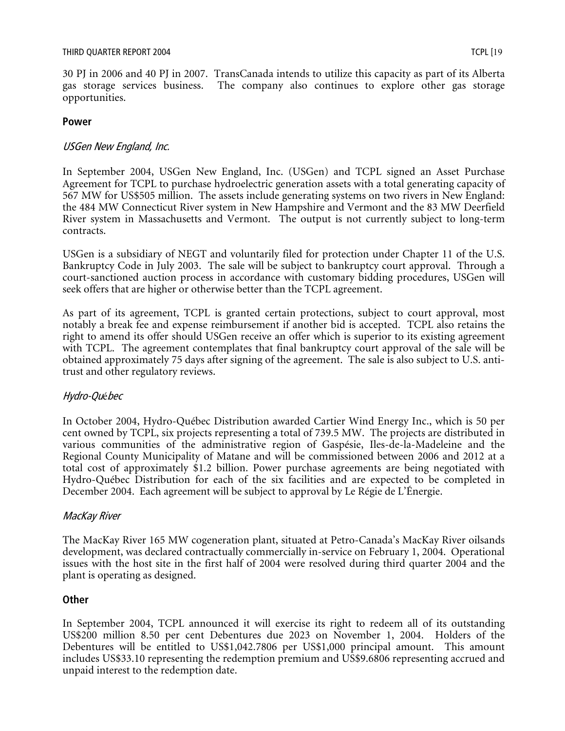30 PJ in 2006 and 40 PJ in 2007. TransCanada intends to utilize this capacity as part of its Alberta gas storage services business. The company also continues to explore other gas storage opportunities.

## Power

### *USGen New England, Inc.*

In September 2004, USGen New England, Inc. (USGen) and TCPL signed an Asset Purchase Agreement for TCPL to purchase hydroelectric generation assets with a total generating capacity of 567 MW for US$505 million. The assets include generating systems on two rivers in New England: the 484 MW Connecticut River system in New Hampshire and Vermont and the 83 MW Deerfield River system in Massachusetts and Vermont. The output is not currently subject to long-term contracts.

USGen is a subsidiary of NEGT and voluntarily filed for protection under Chapter 11 of the U.S. Bankruptcy Code in July 2003. The sale will be subject to bankruptcy court approval. Through a court-sanctioned auction process in accordance with customary bidding procedures, USGen will seek offers that are higher or otherwise better than the TCPL agreement.

As part of its agreement, TCPL is granted certain protections, subject to court approval, most notably a break fee and expense reimbursement if another bid is accepted. TCPL also retains the right to amend its offer should USGen receive an offer which is superior to its existing agreement with TCPL. The agreement contemplates that final bankruptcy court approval of the sale will be obtained approximately 75 days after signing of the agreement. The sale is also subject to U.S. anti-trust and other regulatory reviews.

### *Hydro-Québec*

In October 2004, Hydro-Québec Distribution awarded Cartier Wind Energy Inc., which is 50 per cent owned by TCPL, six projects representing a total of 739.5 MW. The projects are distributed in various communities of the administrative region of Gaspésie, Iles-de-la-Madeleine and the Regional County Municipality of Matane and will be commissioned between 2006 and 2012 at a total cost of approximately $1.2 billion. Power purchase agreements are being negotiated with Hydro-Québec Distribution for each of the six facilities and are expected to be completed in December 2004. Each agreement will be subject to approval by Le Régie de L'Énergie.

### *MacKay River*

The MacKay River 165 MW cogeneration plant, situated at Petro-Canada's MacKay River oilsands development, was declared contractually commercially in-service on February 1, 2004. Operational issues with the host site in the first half of 2004 were resolved during third quarter 2004 and the plant is operating as designed.

## Other

In September 2004, TCPL announced it will exercise its right to redeem all of its outstanding US$200 million 8.50 per cent Debentures due 2023 on November 1, 2004. Holders of the Debentures will be entitled to US$1,042.7806 per US$1,000 principal amount. This amount includes US$33.10 representing the redemption premium and US$9.6806 representing accrued and unpaid interest to the redemption date.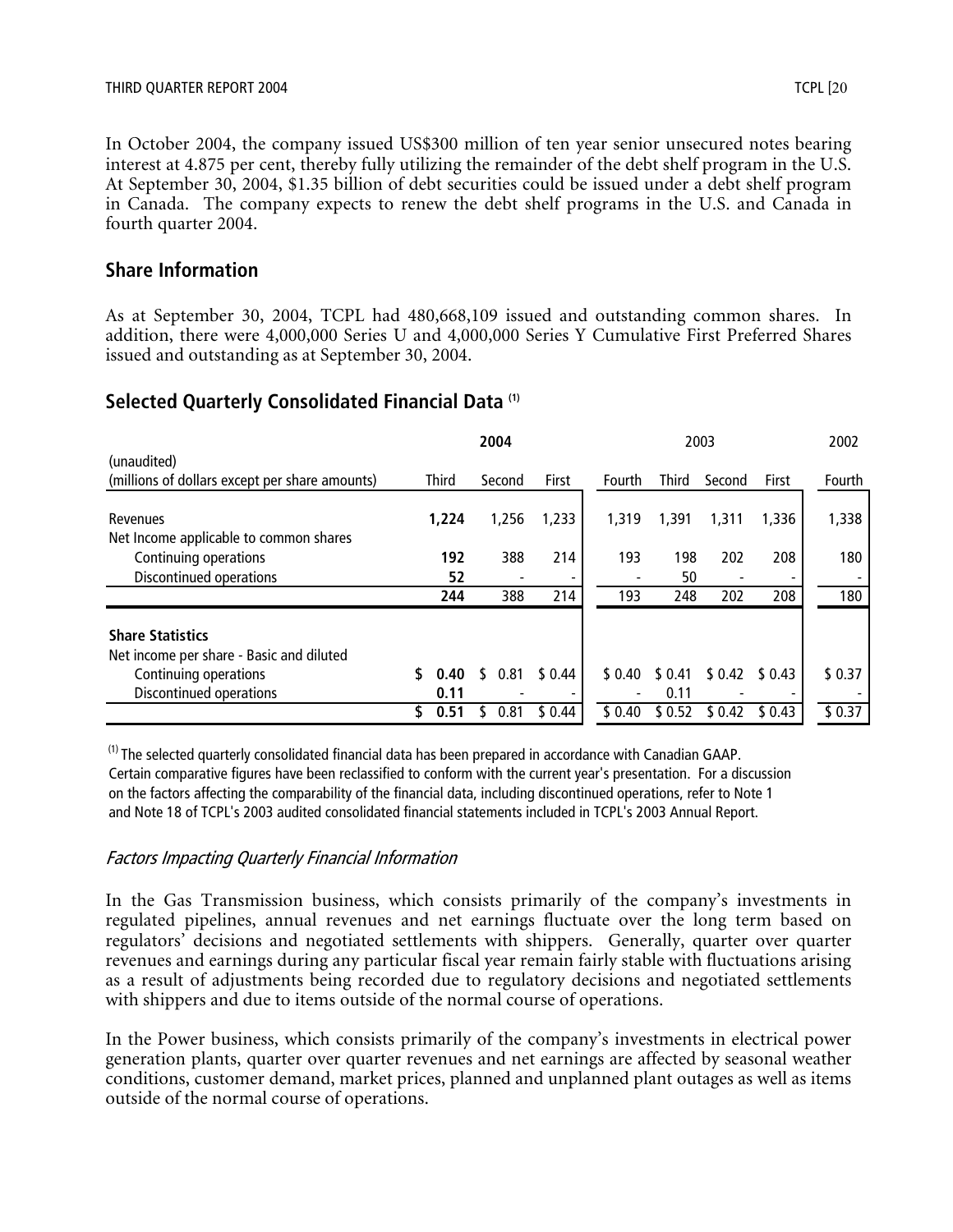In October 2004, the company issued US$300 million of ten year senior unsecured notes bearing interest at 4.875 per cent, thereby fully utilizing the remainder of the debt shelf program in the U.S. At September 30, 2004, $1.35 billion of debt securities could be issued under a debt shelf program in Canada. The company expects to renew the debt shelf programs in the U.S. and Canada in fourth quarter 2004.

## Share Information

As at September 30, 2004, TCPL had 480,668,109 issued and outstanding common shares. In addition, there were 4,000,000 Series U and 4,000,000 Series Y Cumulative First Preferred Shares issued and outstanding as at September 30, 2004.

## Selected Quarterly Consolidated Financial Data [(1)]

| (unaudited) | 2004 | | | 2003 | | | | 2002 |
|---|---|---|---|---|---|---|---|---|
| (millions of dollars except per share amounts) | Third | Second | First | Fourth | Third | Second | First | Fourth |
| Revenues | **1,224** | 1,256 | 1,233 | 1,319 | 1,391 | 1,311 | 1,336 | 1,338 |
| Net Income applicable to common shares | | | | | | | | |
| Continuing operations | **192** | 388 | 214 | 193 | 198 | 202 | 208 | 180 |
| Discontinued operations | **52** | - | - | - | 50 | - | - | - |
| | **244** | 388 | 214 | 193 | 248 | 202 | 208 | 180 |
| **Share Statistics** | | | | | | | | |
| Net income per share - Basic and diluted | | | | | | | | |
| Continuing operations | **$ 0.40** | $ 0.81 | $ 0.44 | $ 0.40 | $ 0.41 | $ 0.42 | $ 0.43 | $ 0.37 |
| Discontinued operations | **0.11** | - | - | - | 0.11 | - | - | - |
| | **$ 0.51** | $ 0.81 | $ 0.44 | $ 0.40 | $ 0.52 | $ 0.42 | $ 0.43 | $ 0.37 |

[(1)] The selected quarterly consolidated financial data has been prepared in accordance with Canadian GAAP. Certain comparative figures have been reclassified to conform with the current year's presentation. For a discussion on the factors affecting the comparability of the financial data, including discontinued operations, refer to Note 1 and Note 18 of TCPL's 2003 audited consolidated financial statements included in TCPL's 2003 Annual Report.

### *Factors Impacting Quarterly Financial Information*

In the Gas Transmission business, which consists primarily of the company's investments in regulated pipelines, annual revenues and net earnings fluctuate over the long term based on regulators' decisions and negotiated settlements with shippers. Generally, quarter over quarter revenues and earnings during any particular fiscal year remain fairly stable with fluctuations arising as a result of adjustments being recorded due to regulatory decisions and negotiated settlements with shippers and due to items outside of the normal course of operations.

In the Power business, which consists primarily of the company's investments in electrical power generation plants, quarter over quarter revenues and net earnings are affected by seasonal weather conditions, customer demand, market prices, planned and unplanned plant outages as well as items outside of the normal course of operations.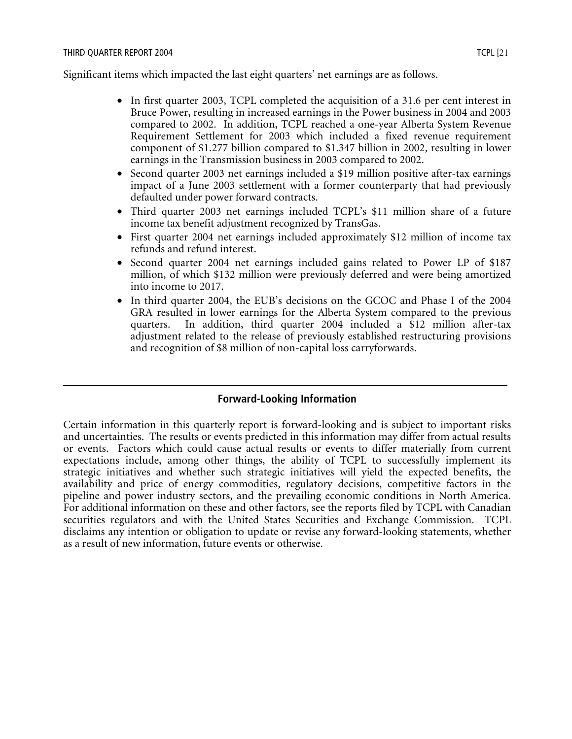Significant items which impacted the last eight quarters' net earnings are as follows.

- In first quarter 2003, TCPL completed the acquisition of a 31.6 per cent interest in Bruce Power, resulting in increased earnings in the Power business in 2004 and 2003 compared to 2002. In addition, TCPL reached a one-year Alberta System Revenue Requirement Settlement for 2003 which included a fixed revenue requirement component of $1.277 billion compared to $1.347 billion in 2002, resulting in lower earnings in the Transmission business in 2003 compared to 2002.
- Second quarter 2003 net earnings included a $19 million positive after-tax earnings impact of a June 2003 settlement with a former counterparty that had previously defaulted under power forward contracts.
- Third quarter 2003 net earnings included TCPL's $11 million share of a future income tax benefit adjustment recognized by TransGas.
- First quarter 2004 net earnings included approximately $12 million of income tax refunds and refund interest.
- Second quarter 2004 net earnings included gains related to Power LP of $187 million, of which $132 million were previously deferred and were being amortized into income to 2017.
- In third quarter 2004, the EUB's decisions on the GCOC and Phase I of the 2004 GRA resulted in lower earnings for the Alberta System compared to the previous quarters. In addition, third quarter 2004 included a $12 million after-tax adjustment related to the release of previously established restructuring provisions and recognition of $8 million of non-capital loss carryforwards.

## Forward-Looking Information

Certain information in this quarterly report is forward-looking and is subject to important risks and uncertainties. The results or events predicted in this information may differ from actual results or events. Factors which could cause actual results or events to differ materially from current expectations include, among other things, the ability of TCPL to successfully implement its strategic initiatives and whether such strategic initiatives will yield the expected benefits, the availability and price of energy commodities, regulatory decisions, competitive factors in the pipeline and power industry sectors, and the prevailing economic conditions in North America. For additional information on these and other factors, see the reports filed by TCPL with Canadian securities regulators and with the United States Securities and Exchange Commission. TCPL disclaims any intention or obligation to update or revise any forward-looking statements, whether as a result of new information, future events or otherwise.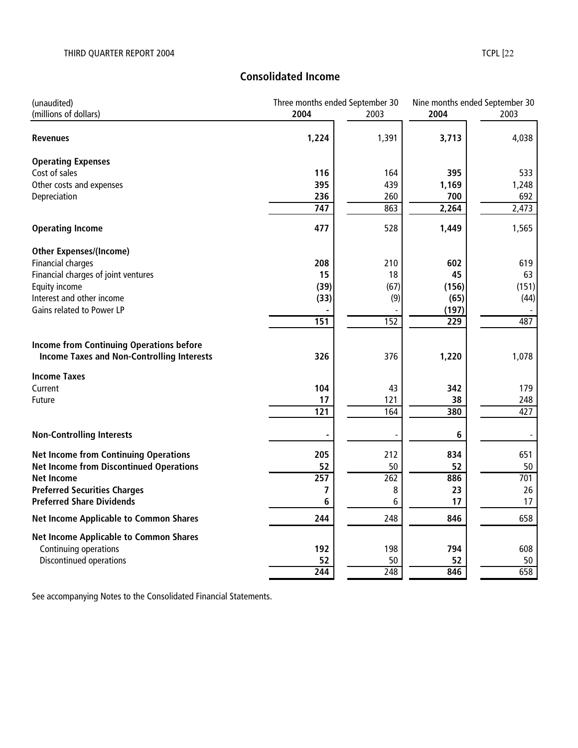## Consolidated Income

| (unaudited)<br>(millions of dollars) | Three months ended September 30<br>**2004** | <br>2003 | Nine months ended September 30<br>**2004** | <br>2003 |
|---|---|---|---|---|
| **Revenues** | **1,224** | 1,391 | **3,713** | 4,038 |
| **Operating Expenses** | | | | |
| Cost of sales | **116** | 164 | **395** | 533 |
| Other costs and expenses | **395** | 439 | **1,169** | 1,248 |
| Depreciation | **236** | 260 | **700** | 692 |
| | **747** | 863 | **2,264** | 2,473 |
| **Operating Income** | **477** | 528 | **1,449** | 1,565 |
| **Other Expenses/(Income)** | | | | |
| Financial charges | **208** | 210 | **602** | 619 |
| Financial charges of joint ventures | **15** | 18 | **45** | 63 |
| Equity income | **(39)** | (67) | **(156)** | (151) |
| Interest and other income | **(33)** | (9) | **(65)** | (44) |
| Gains related to Power LP | **-** | - | **(197)** | - |
| | **151** | 152 | **229** | 487 |
| **Income from Continuing Operations before Income Taxes and Non-Controlling Interests** | **326** | 376 | **1,220** | 1,078 |
| **Income Taxes** | | | | |
| Current | **104** | 43 | **342** | 179 |
| Future | **17** | 121 | **38** | 248 |
| | **121** | 164 | **380** | 427 |
| **Non-Controlling Interests** | **-** | - | **6** | - |
| **Net Income from Continuing Operations** | **205** | 212 | **834** | 651 |
| **Net Income from Discontinued Operations** | **52** | 50 | **52** | 50 |
| **Net Income** | **257** | 262 | **886** | 701 |
| **Preferred Securities Charges** | **7** | 8 | **23** | 26 |
| **Preferred Share Dividends** | **6** | 6 | **17** | 17 |
| **Net Income Applicable to Common Shares** | **244** | 248 | **846** | 658 |
| **Net Income Applicable to Common Shares** | | | | |
| Continuing operations | **192** | 198 | **794** | 608 |
| Discontinued operations | **52** | 50 | **52** | 50 |
| | **244** | 248 | **846** | 658 |

See accompanying Notes to the Consolidated Financial Statements.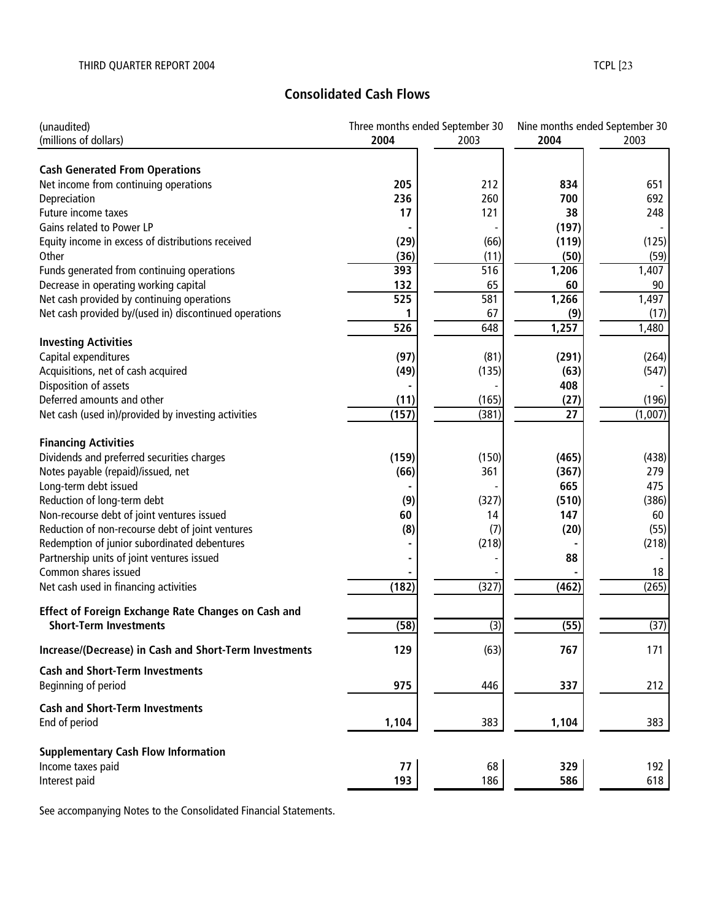## Consolidated Cash Flows

| (unaudited)<br>(millions of dollars) | Three months ended September 30 | | Nine months ended September 30 | |
|---|---|---|---|---|
| | **2004** | 2003 | **2004** | 2003 |
| **Cash Generated From Operations** | | | | |
| Net income from continuing operations | **205** | 212 | **834** | 651 |
| Depreciation | **236** | 260 | **700** | 692 |
| Future income taxes | **17** | 121 | **38** | 248 |
| Gains related to Power LP | **-** | - | **(197)** | - |
| Equity income in excess of distributions received | **(29)** | (66) | **(119)** | (125) |
| Other | **(36)** | (11) | **(50)** | (59) |
| Funds generated from continuing operations | **393** | 516 | **1,206** | 1,407 |
| Decrease in operating working capital | **132** | 65 | **60** | 90 |
| Net cash provided by continuing operations | **525** | 581 | **1,266** | 1,497 |
| Net cash provided by/(used in) discontinued operations | **1** | 67 | **(9)** | (17) |
| | **526** | 648 | **1,257** | 1,480 |
| **Investing Activities** | | | | |
| Capital expenditures | **(97)** | (81) | **(291)** | (264) |
| Acquisitions, net of cash acquired | **(49)** | (135) | **(63)** | (547) |
| Disposition of assets | **-** | - | **408** | - |
| Deferred amounts and other | **(11)** | (165) | **(27)** | (196) |
| Net cash (used in)/provided by investing activities | **(157)** | (381) | **27** | (1,007) |
| **Financing Activities** | | | | |
| Dividends and preferred securities charges | **(159)** | (150) | **(465)** | (438) |
| Notes payable (repaid)/issued, net | **(66)** | 361 | **(367)** | 279 |
| Long-term debt issued | **-** | - | **665** | 475 |
| Reduction of long-term debt | **(9)** | (327) | **(510)** | (386) |
| Non-recourse debt of joint ventures issued | **60** | 14 | **147** | 60 |
| Reduction of non-recourse debt of joint ventures | **(8)** | (7) | **(20)** | (55) |
| Redemption of junior subordinated debentures | **-** | (218) | **-** | (218) |
| Partnership units of joint ventures issued | **-** | - | **88** | - |
| Common shares issued | **-** | - | **-** | 18 |
| Net cash used in financing activities | **(182)** | (327) | **(462)** | (265) |
| **Effect of Foreign Exchange Rate Changes on Cash and Short-Term Investments** | **(58)** | (3) | **(55)** | (37) |
| **Increase/(Decrease) in Cash and Short-Term Investments** | **129** | (63) | **767** | 171 |
| **Cash and Short-Term Investments**<br>Beginning of period | **975** | 446 | **337** | 212 |
| **Cash and Short-Term Investments**<br>End of period | **1,104** | 383 | **1,104** | 383 |
| **Supplementary Cash Flow Information** | | | | |
| Income taxes paid | **77** | 68 | **329** | 192 |
| Interest paid | **193** | 186 | **586** | 618 |

See accompanying Notes to the Consolidated Financial Statements.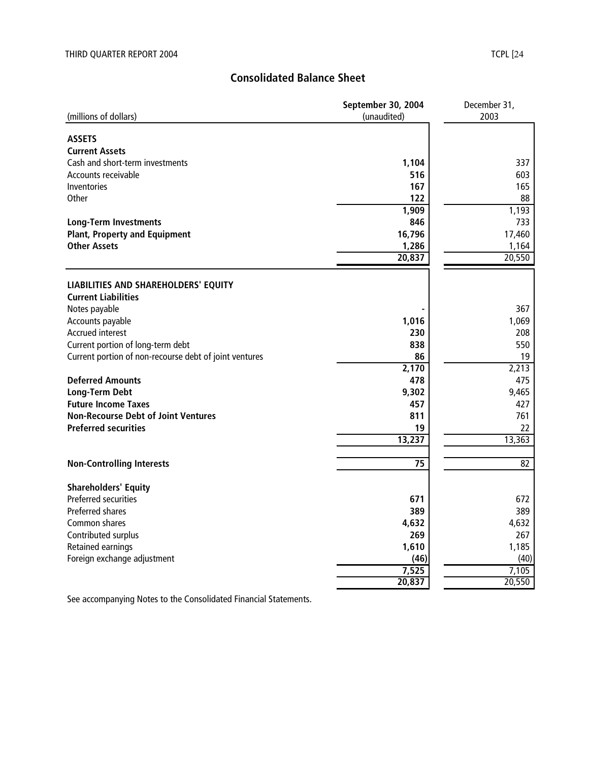## Consolidated Balance Sheet

| (millions of dollars) | September 30, 2004 (unaudited) | December 31, 2003 |
|---|---|---|
| **ASSETS** | | |
| **Current Assets** | | |
| Cash and short-term investments | **1,104** | 337 |
| Accounts receivable | **516** | 603 |
| Inventories | **167** | 165 |
| Other | **122** | 88 |
| | **1,909** | 1,193 |
| **Long-Term Investments** | **846** | 733 |
| **Plant, Property and Equipment** | **16,796** | 17,460 |
| **Other Assets** | **1,286** | 1,164 |
| | **20,837** | 20,550 |
| **LIABILITIES AND SHAREHOLDERS' EQUITY** | | |
| **Current Liabilities** | | |
| Notes payable | **-** | 367 |
| Accounts payable | **1,016** | 1,069 |
| Accrued interest | **230** | 208 |
| Current portion of long-term debt | **838** | 550 |
| Current portion of non-recourse debt of joint ventures | **86** | 19 |
| | **2,170** | 2,213 |
| **Deferred Amounts** | **478** | 475 |
| **Long-Term Debt** | **9,302** | 9,465 |
| **Future Income Taxes** | **457** | 427 |
| **Non-Recourse Debt of Joint Ventures** | **811** | 761 |
| **Preferred securities** | **19** | 22 |
| | **13,237** | 13,363 |
| **Non-Controlling Interests** | **75** | 82 |
| **Shareholders' Equity** | | |
| Preferred securities | **671** | 672 |
| Preferred shares | **389** | 389 |
| Common shares | **4,632** | 4,632 |
| Contributed surplus | **269** | 267 |
| Retained earnings | **1,610** | 1,185 |
| Foreign exchange adjustment | **(46)** | (40) |
| | **7,525** | 7,105 |
| | **20,837** | 20,550 |

See accompanying Notes to the Consolidated Financial Statements.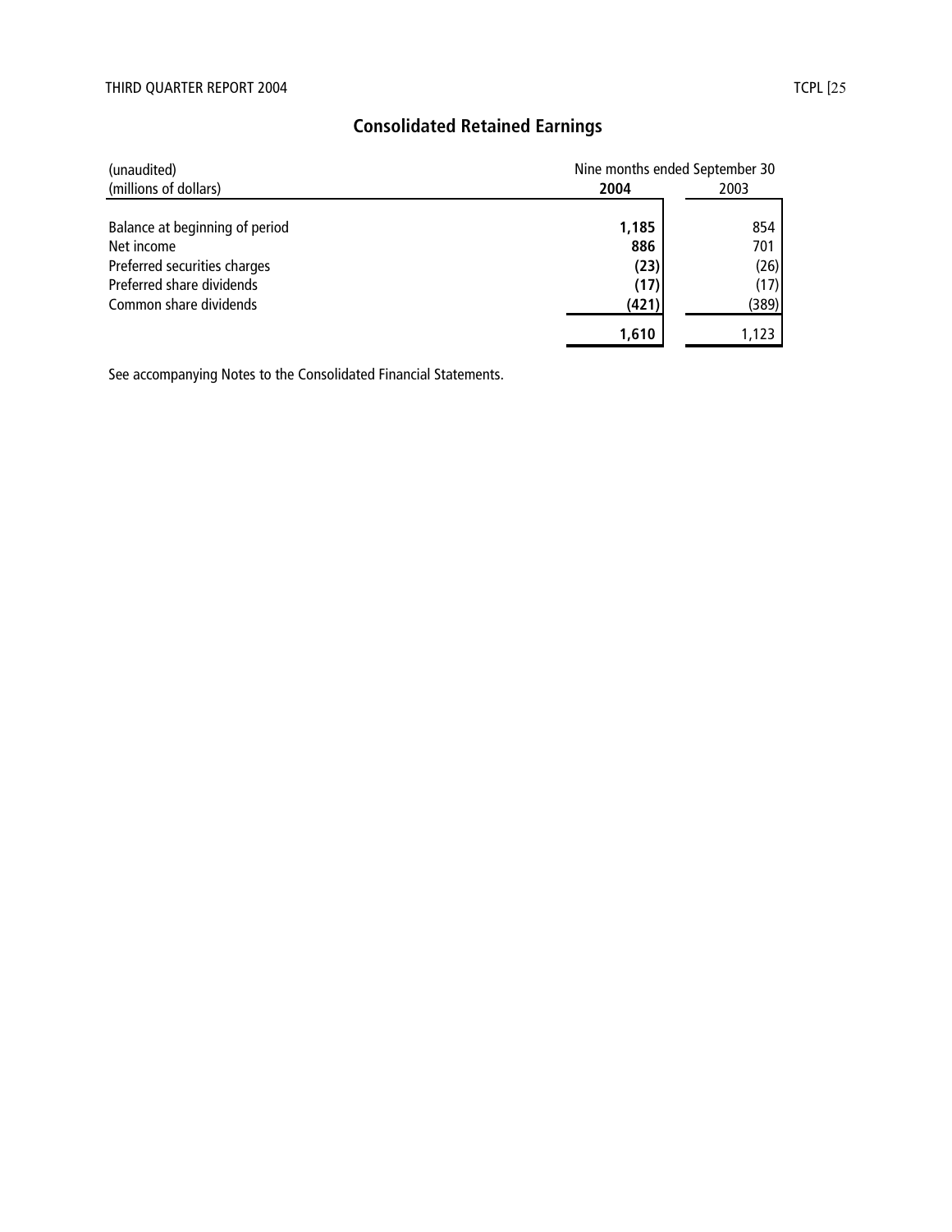## Consolidated Retained Earnings

| (unaudited) (millions of dollars) | Nine months ended September 30 | |
|---|---|---|
| | **2004** | 2003 |
| Balance at beginning of period | **1,185** | 854 |
| Net income | **886** | 701 |
| Preferred securities charges | **(23)** | (26) |
| Preferred share dividends | **(17)** | (17) |
| Common share dividends | **(421)** | (389) |
| | **1,610** | 1,123 |

See accompanying Notes to the Consolidated Financial Statements.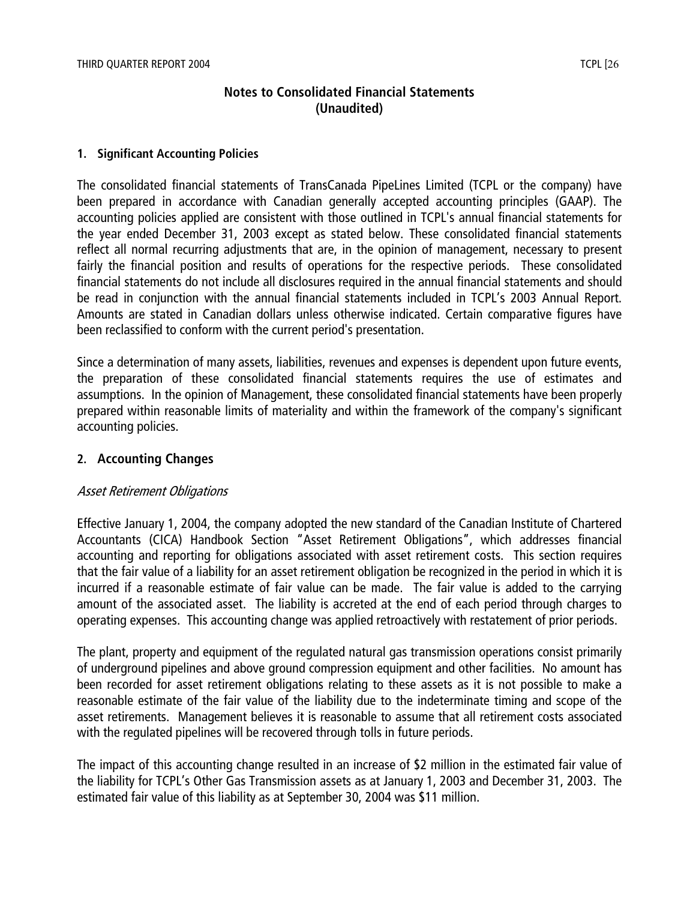# Notes to Consolidated Financial Statements (Unaudited)

## 1. Significant Accounting Policies

The consolidated financial statements of TransCanada PipeLines Limited (TCPL or the company) have been prepared in accordance with Canadian generally accepted accounting principles (GAAP). The accounting policies applied are consistent with those outlined in TCPL's annual financial statements for the year ended December 31, 2003 except as stated below. These consolidated financial statements reflect all normal recurring adjustments that are, in the opinion of management, necessary to present fairly the financial position and results of operations for the respective periods. These consolidated financial statements do not include all disclosures required in the annual financial statements and should be read in conjunction with the annual financial statements included in TCPL's 2003 Annual Report. Amounts are stated in Canadian dollars unless otherwise indicated. Certain comparative figures have been reclassified to conform with the current period's presentation.

Since a determination of many assets, liabilities, revenues and expenses is dependent upon future events, the preparation of these consolidated financial statements requires the use of estimates and assumptions. In the opinion of Management, these consolidated financial statements have been properly prepared within reasonable limits of materiality and within the framework of the company's significant accounting policies.

## 2. Accounting Changes

*Asset Retirement Obligations*

Effective January 1, 2004, the company adopted the new standard of the Canadian Institute of Chartered Accountants (CICA) Handbook Section "Asset Retirement Obligations", which addresses financial accounting and reporting for obligations associated with asset retirement costs. This section requires that the fair value of a liability for an asset retirement obligation be recognized in the period in which it is incurred if a reasonable estimate of fair value can be made. The fair value is added to the carrying amount of the associated asset. The liability is accreted at the end of each period through charges to operating expenses. This accounting change was applied retroactively with restatement of prior periods.

The plant, property and equipment of the regulated natural gas transmission operations consist primarily of underground pipelines and above ground compression equipment and other facilities. No amount has been recorded for asset retirement obligations relating to these assets as it is not possible to make a reasonable estimate of the fair value of the liability due to the indeterminate timing and scope of the asset retirements. Management believes it is reasonable to assume that all retirement costs associated with the regulated pipelines will be recovered through tolls in future periods.

The impact of this accounting change resulted in an increase of $2 million in the estimated fair value of the liability for TCPL's Other Gas Transmission assets as at January 1, 2003 and December 31, 2003. The estimated fair value of this liability as at September 30, 2004 was $11 million.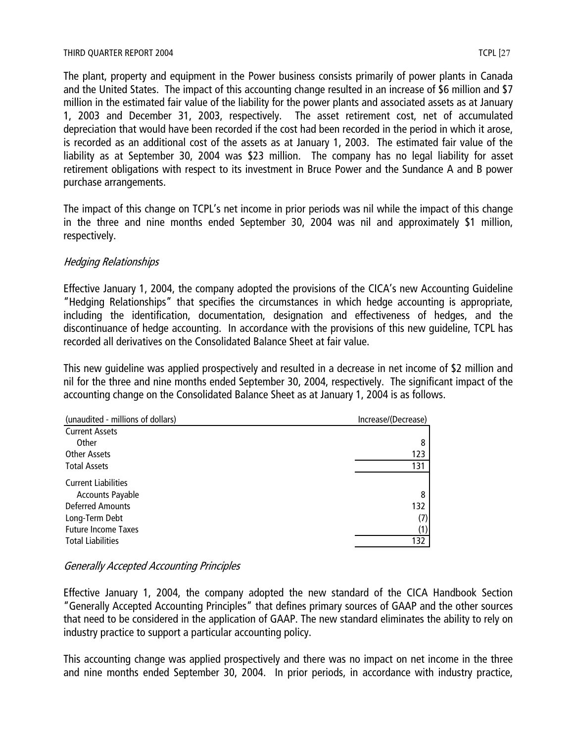The plant, property and equipment in the Power business consists primarily of power plants in Canada and the United States. The impact of this accounting change resulted in an increase of $6 million and $7 million in the estimated fair value of the liability for the power plants and associated assets as at January 1, 2003 and December 31, 2003, respectively. The asset retirement cost, net of accumulated depreciation that would have been recorded if the cost had been recorded in the period in which it arose, is recorded as an additional cost of the assets as at January 1, 2003. The estimated fair value of the liability as at September 30, 2004 was $23 million. The company has no legal liability for asset retirement obligations with respect to its investment in Bruce Power and the Sundance A and B power purchase arrangements.

The impact of this change on TCPL's net income in prior periods was nil while the impact of this change in the three and nine months ended September 30, 2004 was nil and approximately $1 million, respectively.

*Hedging Relationships*

Effective January 1, 2004, the company adopted the provisions of the CICA's new Accounting Guideline "Hedging Relationships" that specifies the circumstances in which hedge accounting is appropriate, including the identification, documentation, designation and effectiveness of hedges, and the discontinuance of hedge accounting. In accordance with the provisions of this new guideline, TCPL has recorded all derivatives on the Consolidated Balance Sheet at fair value.

This new guideline was applied prospectively and resulted in a decrease in net income of $2 million and nil for the three and nine months ended September 30, 2004, respectively. The significant impact of the accounting change on the Consolidated Balance Sheet as at January 1, 2004 is as follows.

| (unaudited - millions of dollars) | Increase/(Decrease) |
|---|---|
| Current Assets | |
| Other | 8 |
| Other Assets | 123 |
| Total Assets | 131 |
| Current Liabilities | |
| Accounts Payable | 8 |
| Deferred Amounts | 132 |
| Long-Term Debt | (7) |
| Future Income Taxes | (1) |
| Total Liabilities | 132 |

*Generally Accepted Accounting Principles*

Effective January 1, 2004, the company adopted the new standard of the CICA Handbook Section "Generally Accepted Accounting Principles" that defines primary sources of GAAP and the other sources that need to be considered in the application of GAAP. The new standard eliminates the ability to rely on industry practice to support a particular accounting policy.

This accounting change was applied prospectively and there was no impact on net income in the three and nine months ended September 30, 2004. In prior periods, in accordance with industry practice,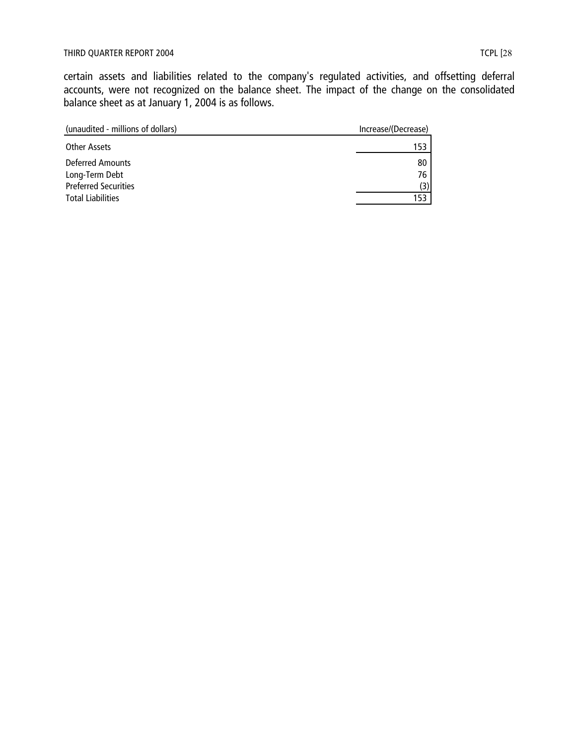certain assets and liabilities related to the company's regulated activities, and offsetting deferral accounts, were not recognized on the balance sheet. The impact of the change on the consolidated balance sheet as at January 1, 2004 is as follows.

| (unaudited - millions of dollars) | Increase/(Decrease) |
|---|---|
| Other Assets | 153 |
| Deferred Amounts | 80 |
| Long-Term Debt | 76 |
| Preferred Securities | (3) |
| Total Liabilities | 153 |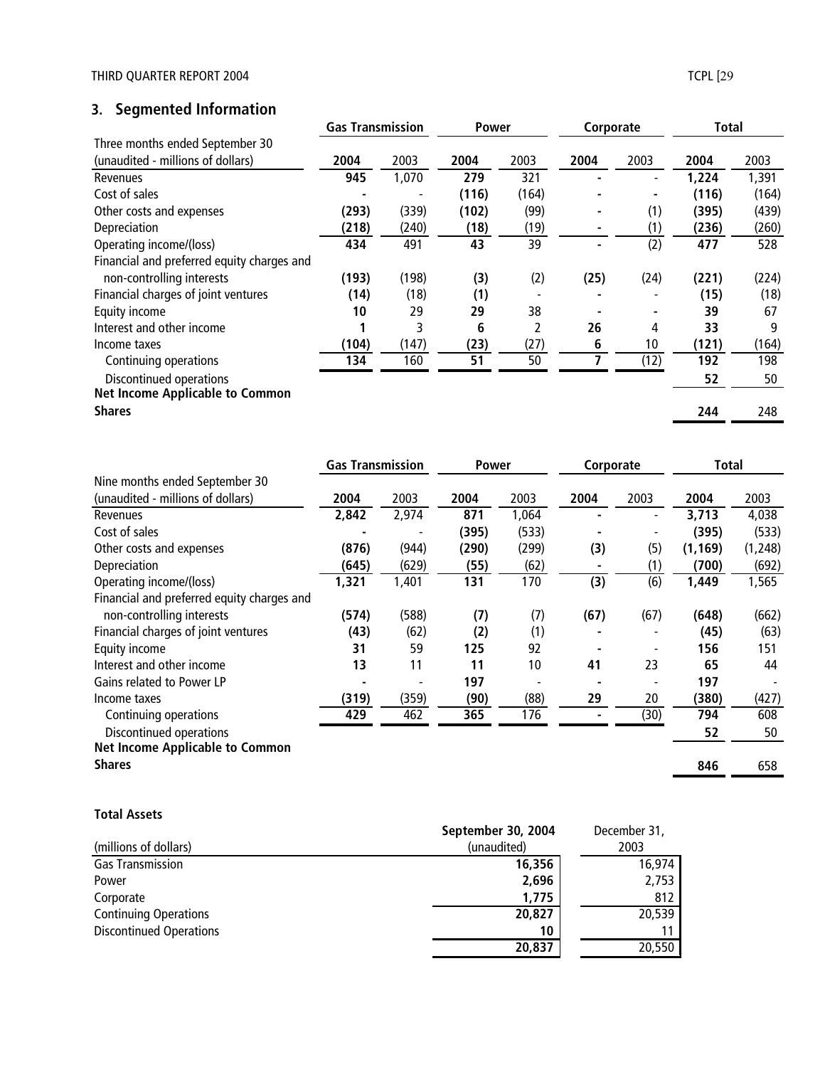## 3. Segmented Information

| Three months ended September 30 (unaudited - millions of dollars) | Gas Transmission | | Power | | Corporate | | Total | |
|---|---|---|---|---|---|---|---|---|
| | **2004** | 2003 | **2004** | 2003 | **2004** | 2003 | **2004** | 2003 |
| Revenues | **945** | 1,070 | **279** | 321 | **-** | - | **1,224** | 1,391 |
| Cost of sales | **-** | - | **(116)** | (164) | **-** | - | **(116)** | (164) |
| Other costs and expenses | **(293)** | (339) | **(102)** | (99) | **-** | (1) | **(395)** | (439) |
| Depreciation | **(218)** | (240) | **(18)** | (19) | **-** | (1) | **(236)** | (260) |
| Operating income/(loss) | **434** | 491 | **43** | 39 | **-** | (2) | **477** | 528 |
| Financial and preferred equity charges and non-controlling interests | **(193)** | (198) | **(3)** | (2) | **(25)** | (24) | **(221)** | (224) |
| Financial charges of joint ventures | **(14)** | (18) | **(1)** | - | **-** | - | **(15)** | (18) |
| Equity income | **10** | 29 | **29** | 38 | **-** | - | **39** | 67 |
| Interest and other income | **1** | 3 | **6** | 2 | **26** | 4 | **33** | 9 |
| Income taxes | **(104)** | (147) | **(23)** | (27) | **6** | 10 | **(121)** | (164) |
| Continuing operations | **134** | 160 | **51** | 50 | **7** | (12) | **192** | 198 |
| Discontinued operations | | | | | | | **52** | 50 |
| **Net Income Applicable to Common Shares** | | | | | | | **244** | 248 |

| Nine months ended September 30 (unaudited - millions of dollars) | Gas Transmission | | Power | | Corporate | | Total | |
|---|---|---|---|---|---|---|---|---|
| | **2004** | 2003 | **2004** | 2003 | **2004** | 2003 | **2004** | 2003 |
| Revenues | **2,842** | 2,974 | **871** | 1,064 | **-** | - | **3,713** | 4,038 |
| Cost of sales | **-** | - | **(395)** | (533) | **-** | - | **(395)** | (533) |
| Other costs and expenses | **(876)** | (944) | **(290)** | (299) | **(3)** | (5) | **(1,169)** | (1,248) |
| Depreciation | **(645)** | (629) | **(55)** | (62) | **-** | (1) | **(700)** | (692) |
| Operating income/(loss) | **1,321** | 1,401 | **131** | 170 | **(3)** | (6) | **1,449** | 1,565 |
| Financial and preferred equity charges and non-controlling interests | **(574)** | (588) | **(7)** | (7) | **(67)** | (67) | **(648)** | (662) |
| Financial charges of joint ventures | **(43)** | (62) | **(2)** | (1) | **-** | - | **(45)** | (63) |
| Equity income | **31** | 59 | **125** | 92 | **-** | - | **156** | 151 |
| Interest and other income | **13** | 11 | **11** | 10 | **41** | 23 | **65** | 44 |
| Gains related to Power LP | **-** | - | **197** | - | **-** | - | **197** | - |
| Income taxes | **(319)** | (359) | **(90)** | (88) | **29** | 20 | **(380)** | (427) |
| Continuing operations | **429** | 462 | **365** | 176 | **-** | (30) | **794** | 608 |
| Discontinued operations | | | | | | | **52** | 50 |
| **Net Income Applicable to Common Shares** | | | | | | | **846** | 658 |

**Total Assets**

| (millions of dollars) | **September 30, 2004** (unaudited) | December 31, 2003 |
|---|---|---|
| Gas Transmission | **16,356** | 16,974 |
| Power | **2,696** | 2,753 |
| Corporate | **1,775** | 812 |
| Continuing Operations | **20,827** | 20,539 |
| Discontinued Operations | **10** | 11 |
| | **20,837** | 20,550 |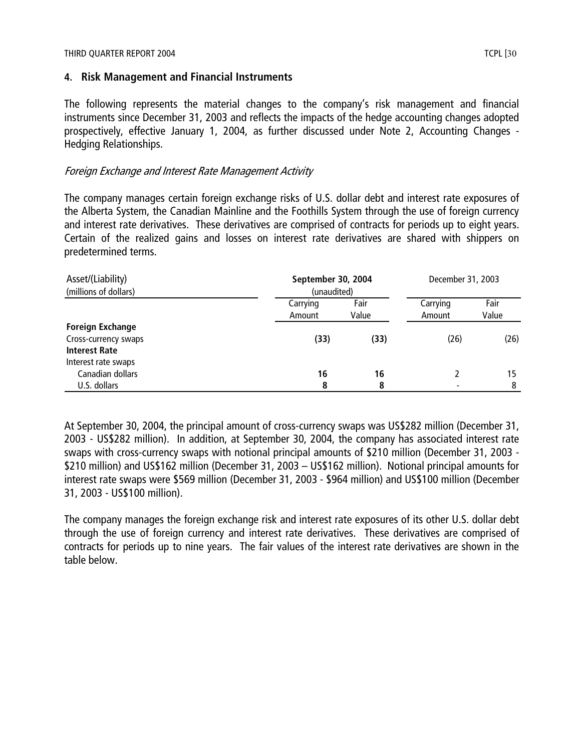## 4. Risk Management and Financial Instruments

The following represents the material changes to the company's risk management and financial instruments since December 31, 2003 and reflects the impacts of the hedge accounting changes adopted prospectively, effective January 1, 2004, as further discussed under Note 2, Accounting Changes - Hedging Relationships.

*Foreign Exchange and Interest Rate Management Activity*

The company manages certain foreign exchange risks of U.S. dollar debt and interest rate exposures of the Alberta System, the Canadian Mainline and the Foothills System through the use of foreign currency and interest rate derivatives. These derivatives are comprised of contracts for periods up to eight years. Certain of the realized gains and losses on interest rate derivatives are shared with shippers on predetermined terms.

| Asset/(Liability) (millions of dollars) | **September 30, 2004** (unaudited) | | December 31, 2003 | |
|---|---|---|---|---|
| | Carrying Amount | Fair Value | Carrying Amount | Fair Value |
| **Foreign Exchange** | | | | |
| Cross-currency swaps | **(33)** | **(33)** | (26) | (26) |
| **Interest Rate** | | | | |
| Interest rate swaps | | | | |
| Canadian dollars | **16** | **16** | 2 | 15 |
| U.S. dollars | **8** | **8** | - | 8 |

At September 30, 2004, the principal amount of cross-currency swaps was US$282 million (December 31, 2003 - US$282 million). In addition, at September 30, 2004, the company has associated interest rate swaps with cross-currency swaps with notional principal amounts of $210 million (December 31, 2003 - $210 million) and US$162 million (December 31, 2003 – US$162 million). Notional principal amounts for interest rate swaps were $569 million (December 31, 2003 - $964 million) and US$100 million (December 31, 2003 - US$100 million).

The company manages the foreign exchange risk and interest rate exposures of its other U.S. dollar debt through the use of foreign currency and interest rate derivatives. These derivatives are comprised of contracts for periods up to nine years. The fair values of the interest rate derivatives are shown in the table below.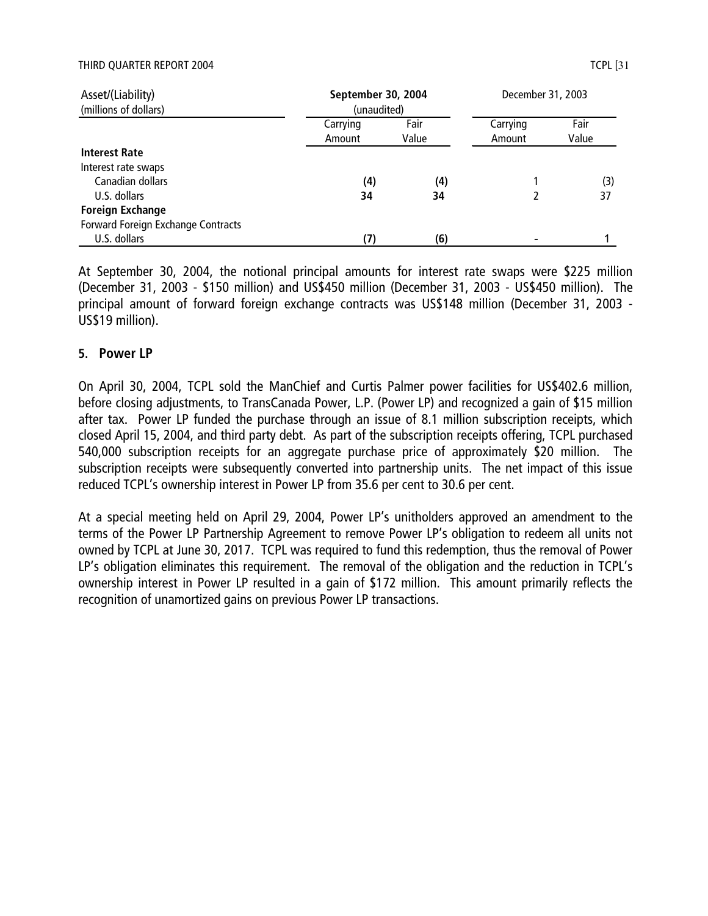| Asset/(Liability) (millions of dollars) | September 30, 2004 (unaudited) | | December 31, 2003 | |
|---|---|---|---|---|
| | Carrying Amount | Fair Value | Carrying Amount | Fair Value |
| **Interest Rate** | | | | |
| Interest rate swaps | | | | |
| Canadian dollars | **(4)** | **(4)** | 1 | (3) |
| U.S. dollars | **34** | **34** | 2 | 37 |
| **Foreign Exchange** | | | | |
| Forward Foreign Exchange Contracts | | | | |
| U.S. dollars | **(7)** | **(6)** | - | 1 |

At September 30, 2004, the notional principal amounts for interest rate swaps were $225 million (December 31, 2003 - $150 million) and US$450 million (December 31, 2003 - US$450 million). The principal amount of forward foreign exchange contracts was US$148 million (December 31, 2003 - US$19 million).

## 5. Power LP

On April 30, 2004, TCPL sold the ManChief and Curtis Palmer power facilities for US$402.6 million, before closing adjustments, to TransCanada Power, L.P. (Power LP) and recognized a gain of $15 million after tax. Power LP funded the purchase through an issue of 8.1 million subscription receipts, which closed April 15, 2004, and third party debt. As part of the subscription receipts offering, TCPL purchased 540,000 subscription receipts for an aggregate purchase price of approximately $20 million. The subscription receipts were subsequently converted into partnership units. The net impact of this issue reduced TCPL's ownership interest in Power LP from 35.6 per cent to 30.6 per cent.

At a special meeting held on April 29, 2004, Power LP's unitholders approved an amendment to the terms of the Power LP Partnership Agreement to remove Power LP's obligation to redeem all units not owned by TCPL at June 30, 2017. TCPL was required to fund this redemption, thus the removal of Power LP's obligation eliminates this requirement. The removal of the obligation and the reduction in TCPL's ownership interest in Power LP resulted in a gain of $172 million. This amount primarily reflects the recognition of unamortized gains on previous Power LP transactions.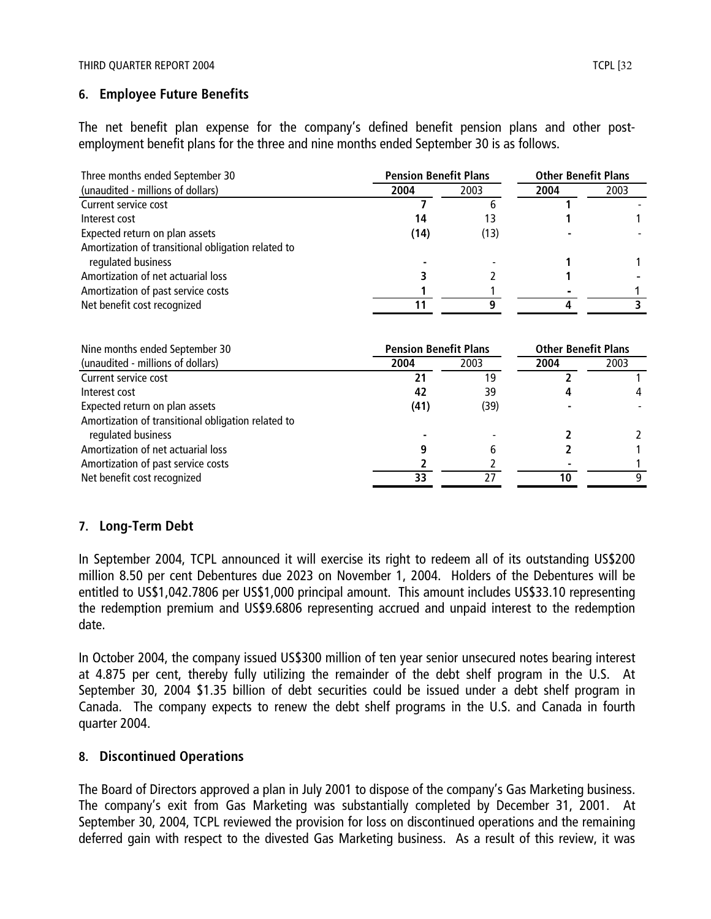## 6. Employee Future Benefits

The net benefit plan expense for the company's defined benefit pension plans and other post-employment benefit plans for the three and nine months ended September 30 is as follows.

| Three months ended September 30 | Pension Benefit Plans | | Other Benefit Plans | |
|---|---|---|---|---|
| (unaudited - millions of dollars) | **2004** | 2003 | **2004** | 2003 |
| Current service cost | **7** | 6 | **1** | - |
| Interest cost | **14** | 13 | **1** | 1 |
| Expected return on plan assets | **(14)** | (13) | **-** | - |
| Amortization of transitional obligation related to regulated business | **-** | - | **1** | 1 |
| Amortization of net actuarial loss | **3** | 2 | **1** | - |
| Amortization of past service costs | **1** | 1 | **-** | 1 |
| Net benefit cost recognized | **11** | 9 | **4** | 3 |

| Nine months ended September 30 | Pension Benefit Plans | | Other Benefit Plans | |
|---|---|---|---|---|
| (unaudited - millions of dollars) | **2004** | 2003 | **2004** | 2003 |
| Current service cost | **21** | 19 | **2** | 1 |
| Interest cost | **42** | 39 | **4** | 4 |
| Expected return on plan assets | **(41)** | (39) | **-** | - |
| Amortization of transitional obligation related to regulated business | **-** | - | **2** | 2 |
| Amortization of net actuarial loss | **9** | 6 | **2** | 1 |
| Amortization of past service costs | **2** | 2 | **-** | 1 |
| Net benefit cost recognized | **33** | 27 | **10** | 9 |

## 7. Long-Term Debt

In September 2004, TCPL announced it will exercise its right to redeem all of its outstanding US$200 million 8.50 per cent Debentures due 2023 on November 1, 2004. Holders of the Debentures will be entitled to US$1,042.7806 per US$1,000 principal amount. This amount includes US$33.10 representing the redemption premium and US$9.6806 representing accrued and unpaid interest to the redemption date.

In October 2004, the company issued US$300 million of ten year senior unsecured notes bearing interest at 4.875 per cent, thereby fully utilizing the remainder of the debt shelf program in the U.S. At September 30, 2004 $1.35 billion of debt securities could be issued under a debt shelf program in Canada. The company expects to renew the debt shelf programs in the U.S. and Canada in fourth quarter 2004.

## 8. Discontinued Operations

The Board of Directors approved a plan in July 2001 to dispose of the company's Gas Marketing business. The company's exit from Gas Marketing was substantially completed by December 31, 2001. At September 30, 2004, TCPL reviewed the provision for loss on discontinued operations and the remaining deferred gain with respect to the divested Gas Marketing business. As a result of this review, it was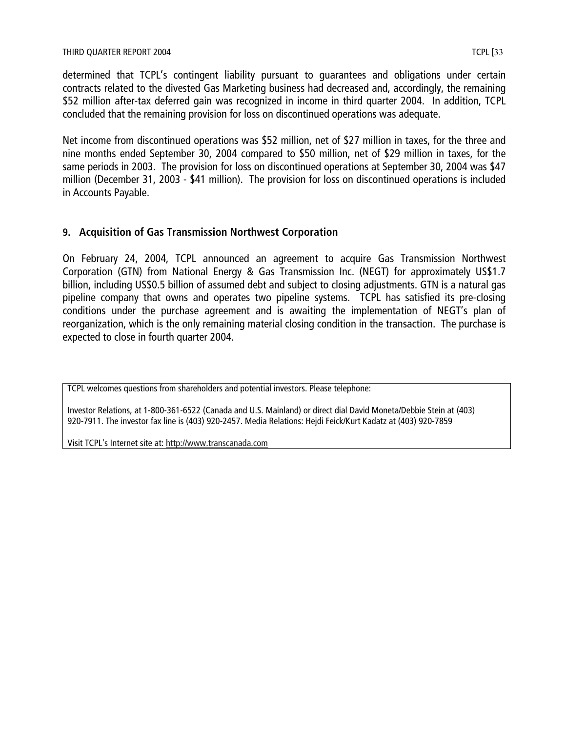determined that TCPL's contingent liability pursuant to guarantees and obligations under certain contracts related to the divested Gas Marketing business had decreased and, accordingly, the remaining $52 million after-tax deferred gain was recognized in income in third quarter 2004. In addition, TCPL concluded that the remaining provision for loss on discontinued operations was adequate.

Net income from discontinued operations was $52 million, net of $27 million in taxes, for the three and nine months ended September 30, 2004 compared to $50 million, net of $29 million in taxes, for the same periods in 2003. The provision for loss on discontinued operations at September 30, 2004 was $47 million (December 31, 2003 - $41 million). The provision for loss on discontinued operations is included in Accounts Payable.

## 9. Acquisition of Gas Transmission Northwest Corporation

On February 24, 2004, TCPL announced an agreement to acquire Gas Transmission Northwest Corporation (GTN) from National Energy & Gas Transmission Inc. (NEGT) for approximately US$1.7 billion, including US$0.5 billion of assumed debt and subject to closing adjustments. GTN is a natural gas pipeline company that owns and operates two pipeline systems. TCPL has satisfied its pre-closing conditions under the purchase agreement and is awaiting the implementation of NEGT's plan of reorganization, which is the only remaining material closing condition in the transaction. The purchase is expected to close in fourth quarter 2004.

TCPL welcomes questions from shareholders and potential investors. Please telephone:

Investor Relations, at 1-800-361-6522 (Canada and U.S. Mainland) or direct dial David Moneta/Debbie Stein at (403) 920-7911. The investor fax line is (403) 920-2457. Media Relations: Hejdi Feick/Kurt Kadatz at (403) 920-7859

Visit TCPL's Internet site at: http://www.transcanada.com